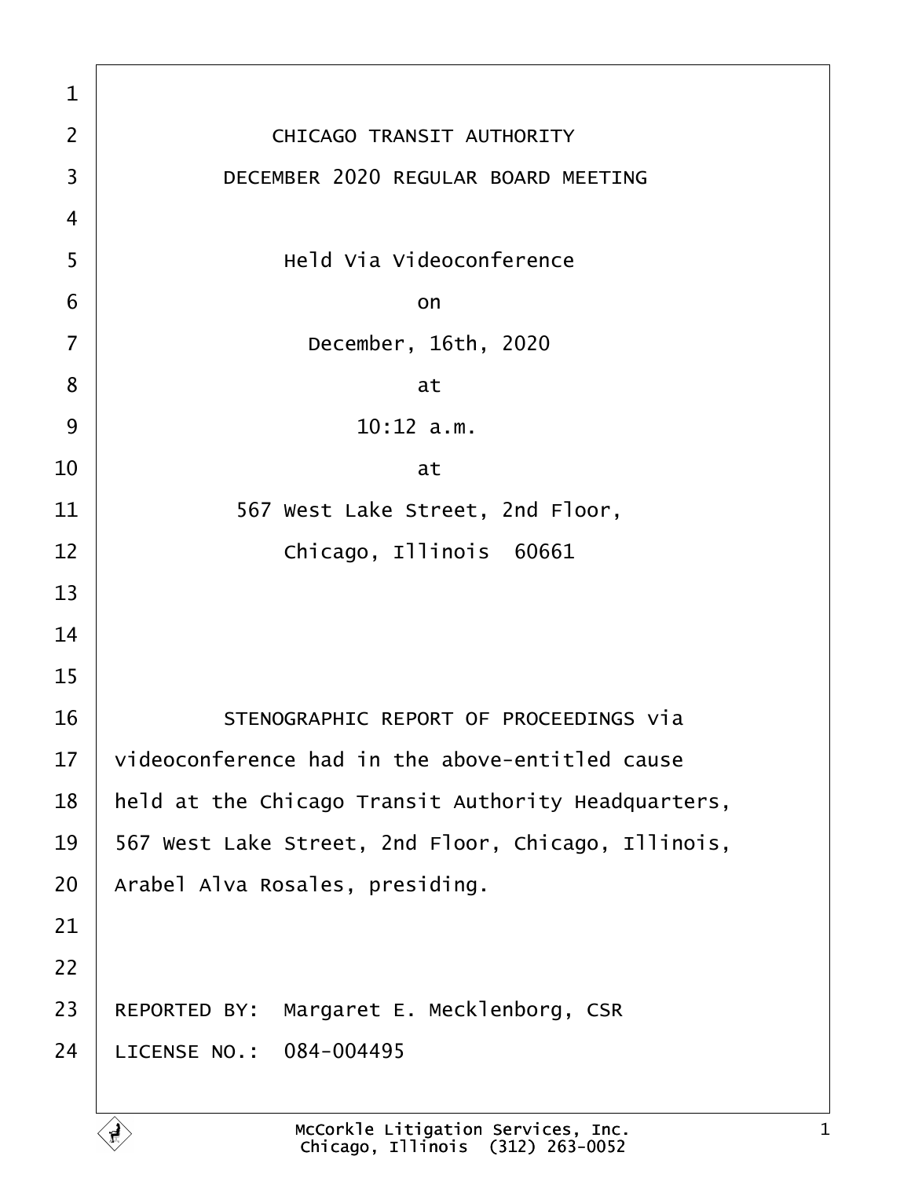CHICAGO TRANSIT AUTHORITY

DECEMBER 2020 REGULAR BOARD MEETING

Held Via Videoconference

on

December, 16th, 2020

at

10:12 a.m.

at

567 West Lake Street, 2nd Floor,

Chicago, Illinois 60661

STENOGRAPHIC REPORT OF PROCEEDINGS via videoconference had in the above-entitled cause held at the Chicago Transit Authority Headquarters, 567 West Lake Street, 2nd Floor, Chicago, Illinois, Arabel Alva Rosales, presiding.

REPORTED BY: Margaret E. Mecklenborg, CSR

LICENSE NO.: 084-004495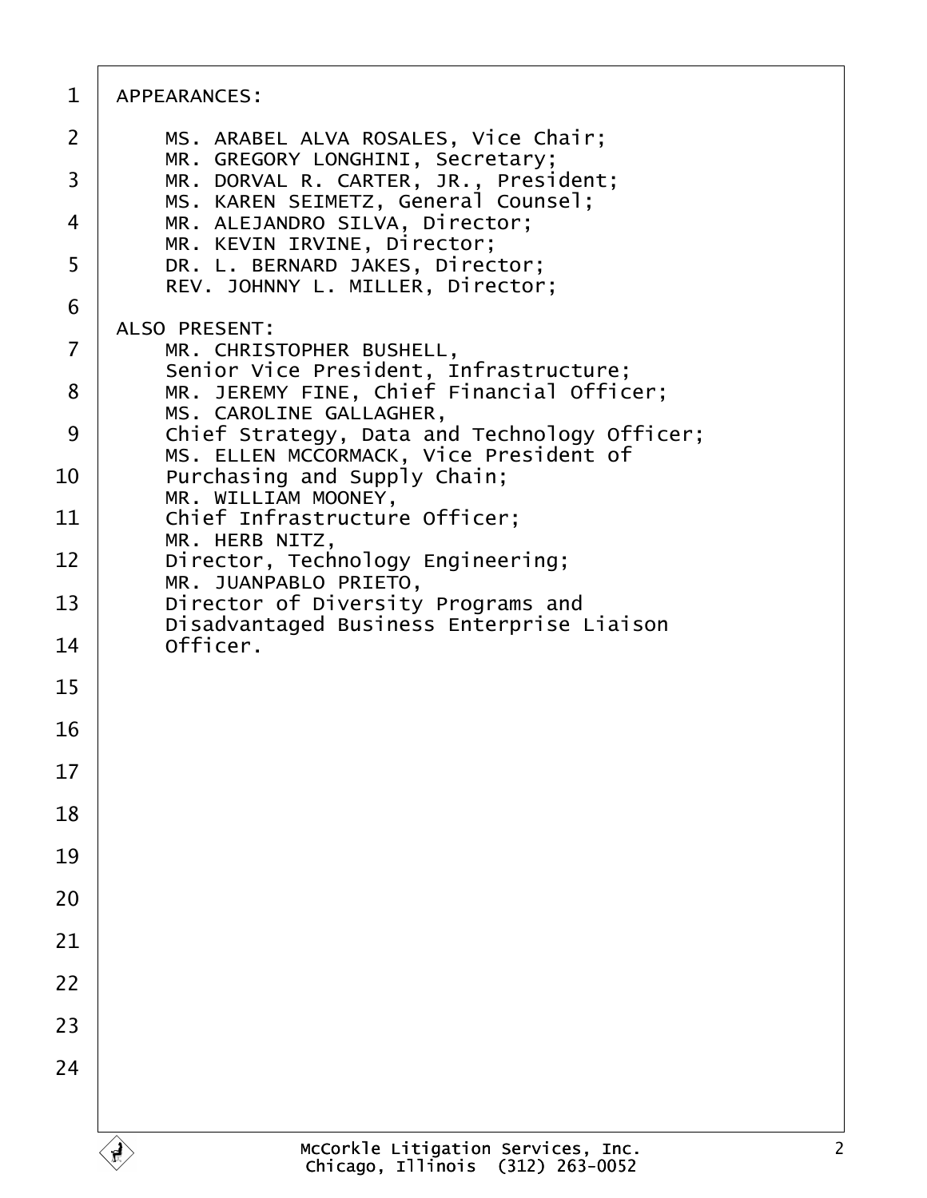APPEARANCES:

MS. ARABEL ALVA ROSALES, Vice Chair;
MR. GREGORY LONGHINI, Secretary;
MR. DORVAL R. CARTER, JR., President;
MS. KAREN SEIMETZ, General Counsel;
MR. ALEJANDRO SILVA, Director;
MR. KEVIN IRVINE, Director;
DR. L. BERNARD JAKES, Director;
REV. JOHNNY L. MILLER, Director;

ALSO PRESENT:

MR. CHRISTOPHER BUSHELL,
Senior Vice President, Infrastructure;
MR. JEREMY FINE, Chief Financial Officer;
MS. CAROLINE GALLAGHER,
Chief Strategy, Data and Technology Officer;
MS. ELLEN MCCORMACK, Vice President of
Purchasing and Supply Chain;
MR. WILLIAM MOONEY,
Chief Infrastructure Officer;
MR. HERB NITZ,
Director, Technology Engineering;
MR. JUANPABLO PRIETO,
Director of Diversity Programs and
Disadvantaged Business Enterprise Liaison
Officer.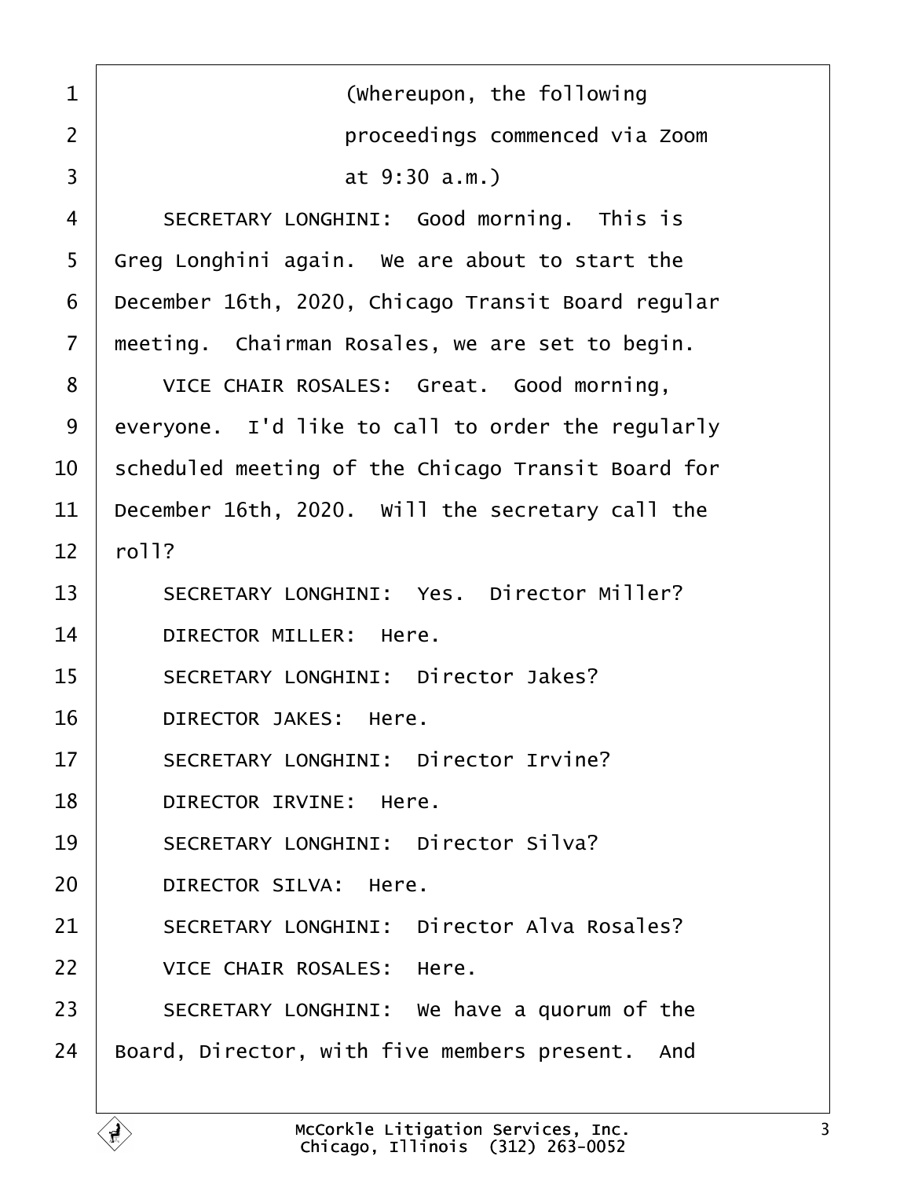(Whereupon, the following proceedings commenced via Zoom at 9:30 a.m.)

SECRETARY LONGHINI: Good morning. This is Greg Longhini again. We are about to start the December 16th, 2020, Chicago Transit Board regular meeting. Chairman Rosales, we are set to begin.

VICE CHAIR ROSALES: Great. Good morning, everyone. I'd like to call to order the regularly scheduled meeting of the Chicago Transit Board for December 16th, 2020. Will the secretary call the roll?

SECRETARY LONGHINI: Yes. Director Miller?

DIRECTOR MILLER: Here.

SECRETARY LONGHINI: Director Jakes?

DIRECTOR JAKES: Here.

SECRETARY LONGHINI: Director Irvine?

DIRECTOR IRVINE: Here.

SECRETARY LONGHINI: Director Silva?

DIRECTOR SILVA: Here.

SECRETARY LONGHINI: Director Alva Rosales?

VICE CHAIR ROSALES: Here.

SECRETARY LONGHINI: We have a quorum of the Board, Director, with five members present. And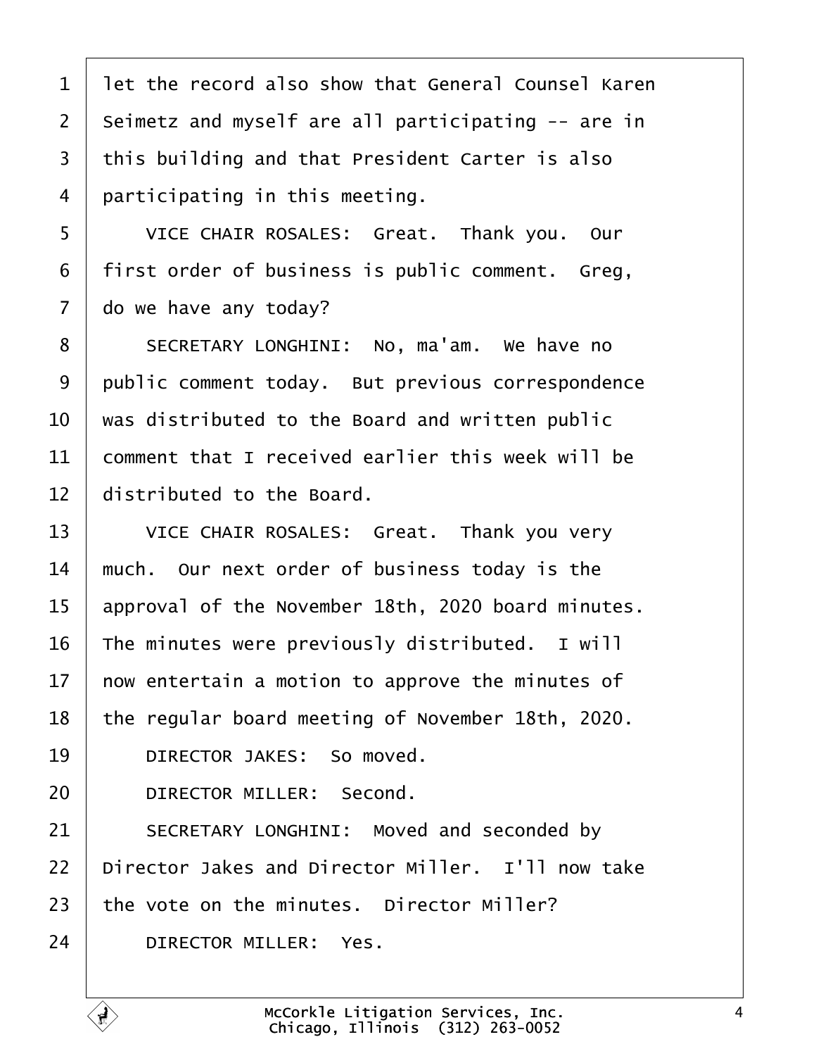1 let the record also show that General Counsel Karen
2 Seimetz and myself are all participating -- are in
3 this building and that President Carter is also
4 participating in this meeting.

5 VICE CHAIR ROSALES: Great. Thank you. Our
6 first order of business is public comment. Greg,
7 do we have any today?

8 SECRETARY LONGHINI: No, ma'am. We have no
9 public comment today. But previous correspondence
10 was distributed to the Board and written public
11 comment that I received earlier this week will be
12 distributed to the Board.

13 VICE CHAIR ROSALES: Great. Thank you very
14 much. Our next order of business today is the
15 approval of the November 18th, 2020 board minutes.
16 The minutes were previously distributed. I will
17 now entertain a motion to approve the minutes of
18 the regular board meeting of November 18th, 2020.

19 DIRECTOR JAKES: So moved.

20 DIRECTOR MILLER: Second.

21 SECRETARY LONGHINI: Moved and seconded by
22 Director Jakes and Director Miller. I'll now take
23 the vote on the minutes. Director Miller?

24 DIRECTOR MILLER: Yes.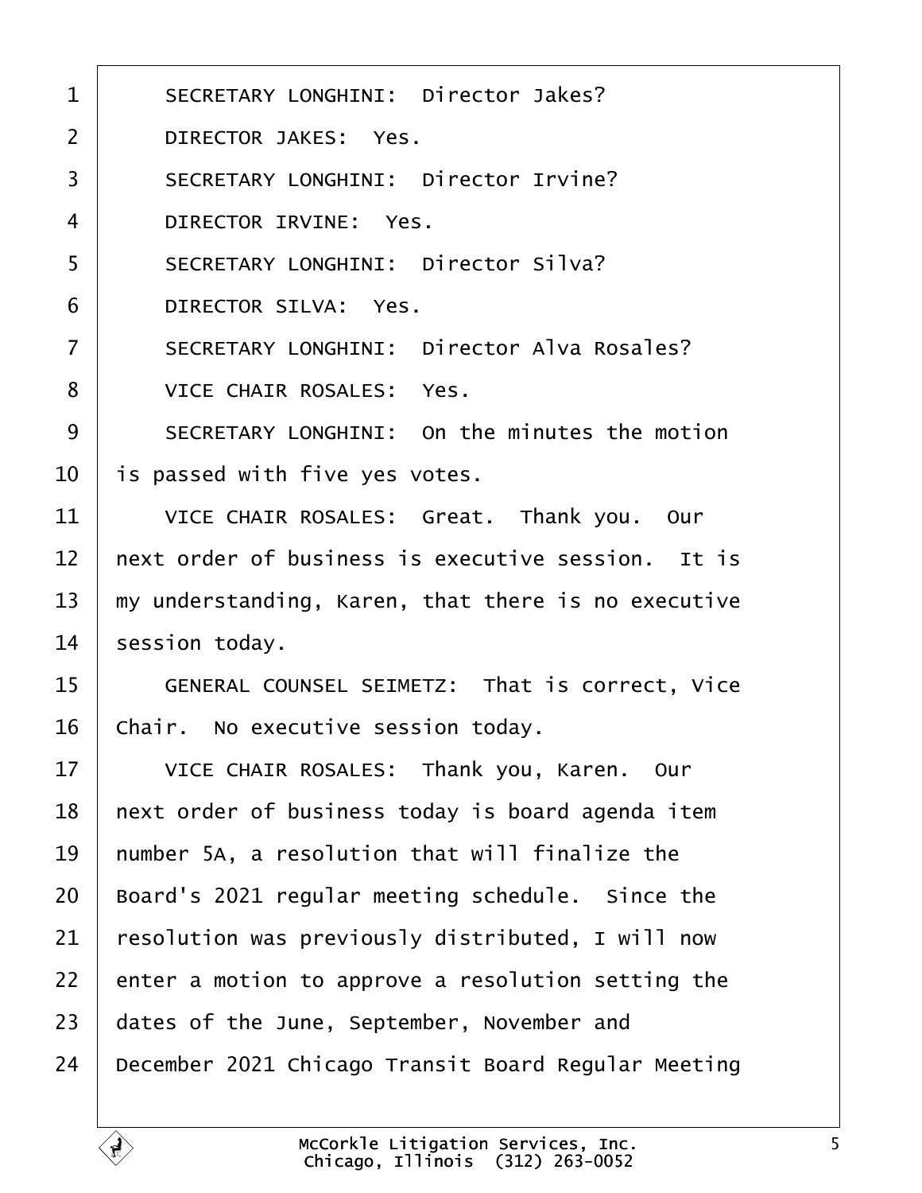1 SECRETARY LONGHINI: Director Jakes?

2 DIRECTOR JAKES: Yes.

3 SECRETARY LONGHINI: Director Irvine?

4 DIRECTOR IRVINE: Yes.

5 SECRETARY LONGHINI: Director Silva?

6 DIRECTOR SILVA: Yes.

7 SECRETARY LONGHINI: Director Alva Rosales?

8 VICE CHAIR ROSALES: Yes.

9 SECRETARY LONGHINI: On the minutes the motion

10 is passed with five yes votes.

11 VICE CHAIR ROSALES: Great. Thank you. Our

12 next order of business is executive session. It is

13 my understanding, Karen, that there is no executive

14 session today.

15 GENERAL COUNSEL SEIMETZ: That is correct, Vice

16 Chair. No executive session today.

17 VICE CHAIR ROSALES: Thank you, Karen. Our

18 next order of business today is board agenda item

19 number 5A, a resolution that will finalize the

20 Board's 2021 regular meeting schedule. Since the

21 resolution was previously distributed, I will now

22 enter a motion to approve a resolution setting the

23 dates of the June, September, November and

24 December 2021 Chicago Transit Board Regular Meeting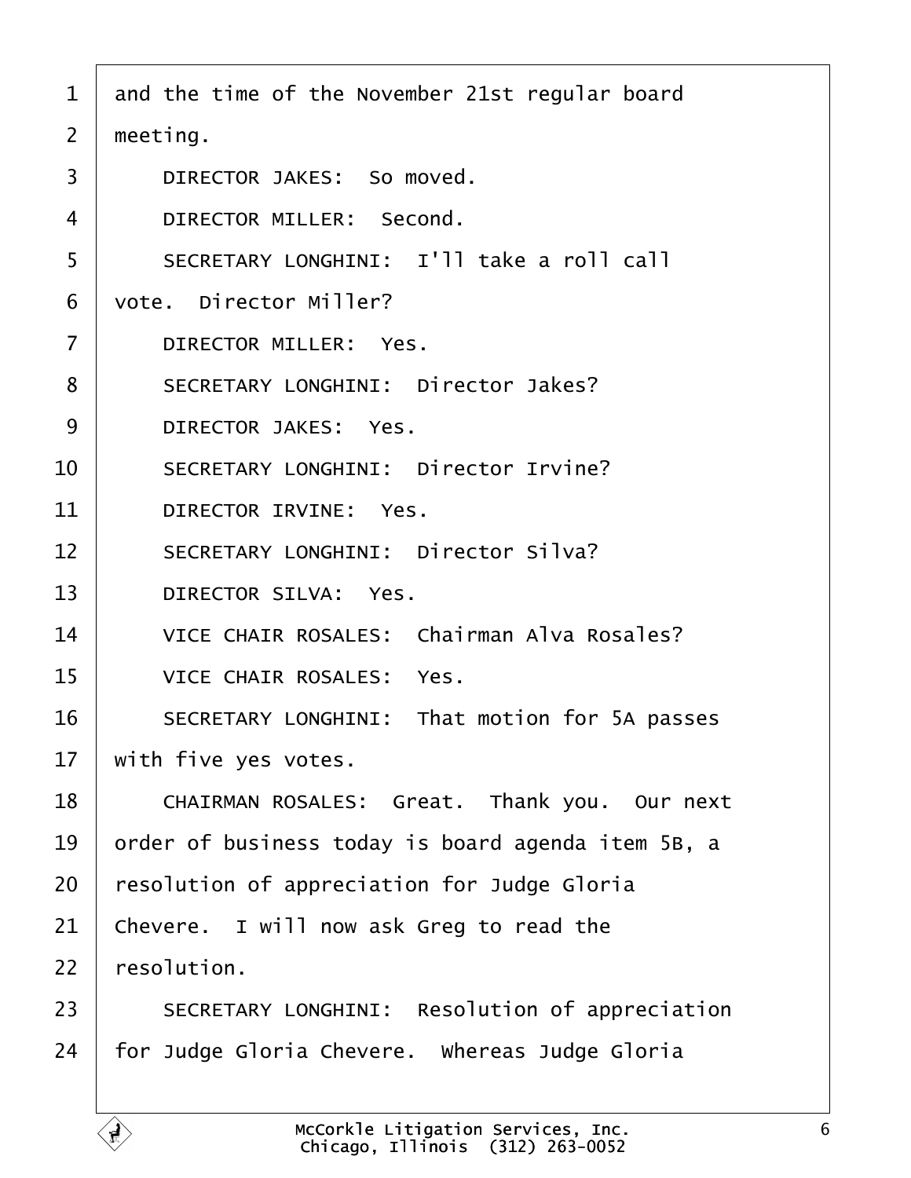and the time of the November 21st regular board meeting.

DIRECTOR JAKES: So moved.

DIRECTOR MILLER: Second.

SECRETARY LONGHINI: I'll take a roll call vote. Director Miller?

DIRECTOR MILLER: Yes.

SECRETARY LONGHINI: Director Jakes?

DIRECTOR JAKES: Yes.

SECRETARY LONGHINI: Director Irvine?

DIRECTOR IRVINE: Yes.

SECRETARY LONGHINI: Director Silva?

DIRECTOR SILVA: Yes.

VICE CHAIR ROSALES: Chairman Alva Rosales?

VICE CHAIR ROSALES: Yes.

SECRETARY LONGHINI: That motion for 5A passes with five yes votes.

CHAIRMAN ROSALES: Great. Thank you. Our next order of business today is board agenda item 5B, a resolution of appreciation for Judge Gloria Chevere. I will now ask Greg to read the resolution.

SECRETARY LONGHINI: Resolution of appreciation for Judge Gloria Chevere. Whereas Judge Gloria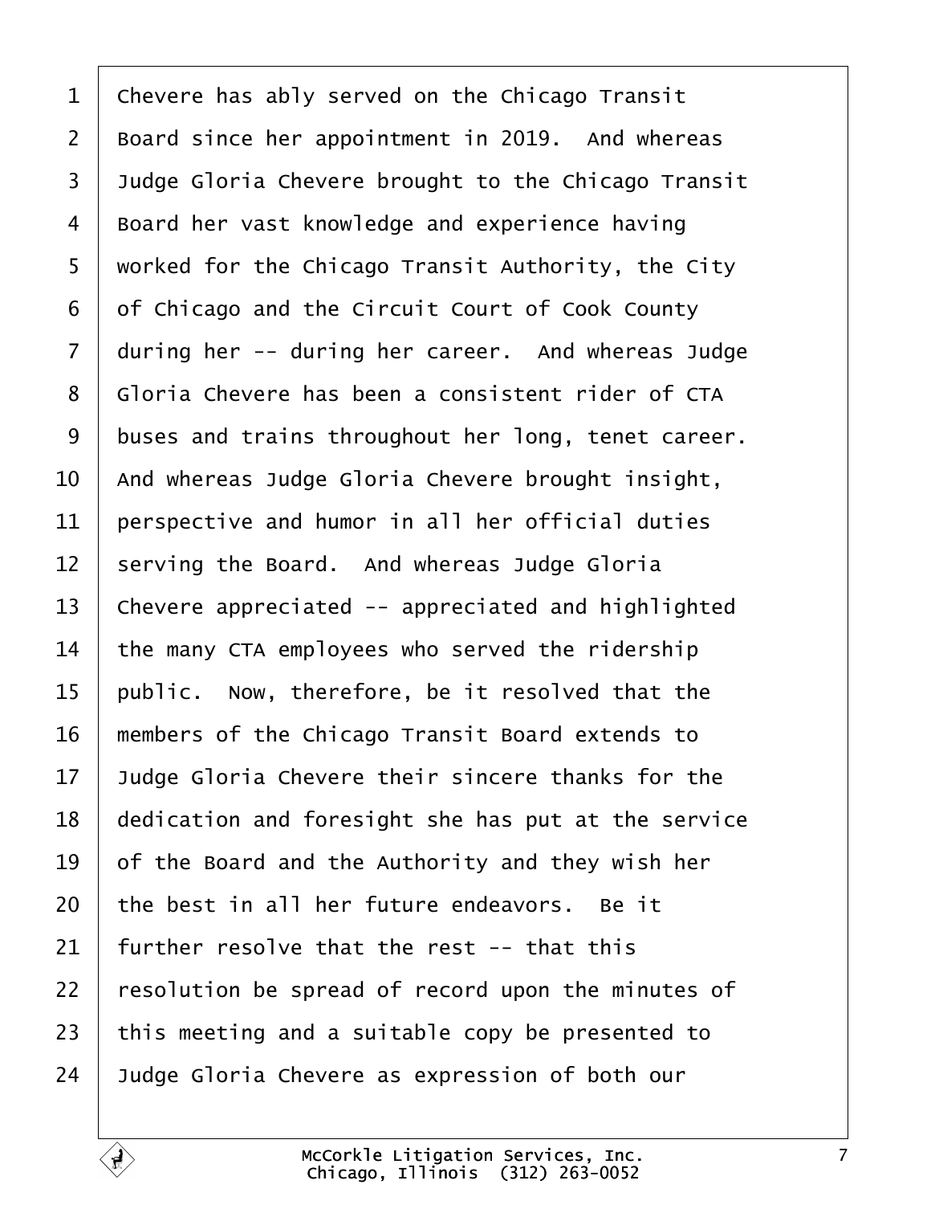Chevere has ably served on the Chicago Transit Board since her appointment in 2019. And whereas Judge Gloria Chevere brought to the Chicago Transit Board her vast knowledge and experience having worked for the Chicago Transit Authority, the City of Chicago and the Circuit Court of Cook County during her -- during her career. And whereas Judge Gloria Chevere has been a consistent rider of CTA buses and trains throughout her long, tenet career. And whereas Judge Gloria Chevere brought insight, perspective and humor in all her official duties serving the Board. And whereas Judge Gloria Chevere appreciated -- appreciated and highlighted the many CTA employees who served the ridership public. Now, therefore, be it resolved that the members of the Chicago Transit Board extends to Judge Gloria Chevere their sincere thanks for the dedication and foresight she has put at the service of the Board and the Authority and they wish her the best in all her future endeavors. Be it further resolve that the rest -- that this resolution be spread of record upon the minutes of this meeting and a suitable copy be presented to Judge Gloria Chevere as expression of both our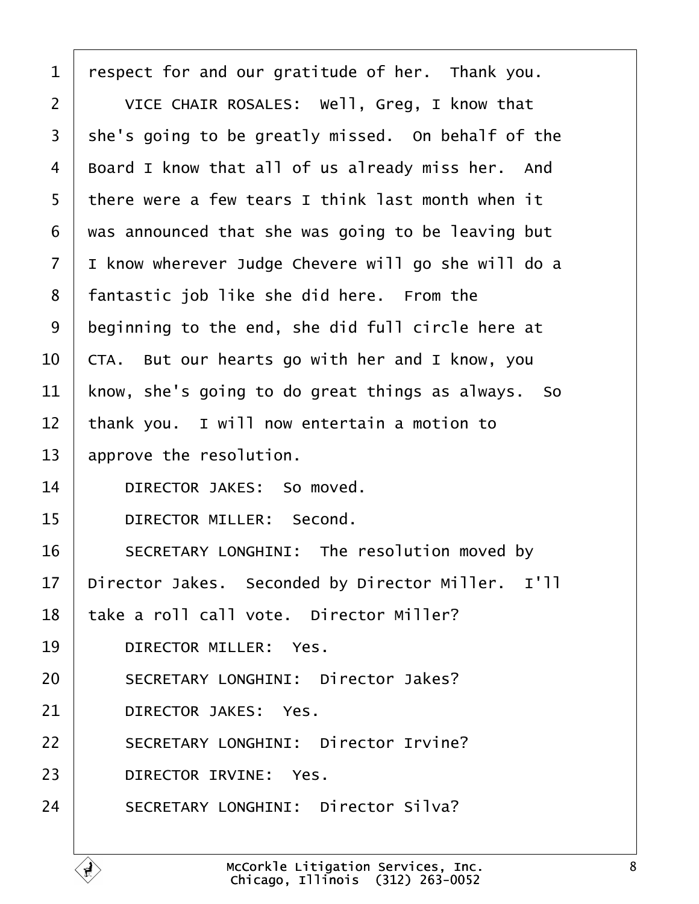respect for and our gratitude of her. Thank you.

VICE CHAIR ROSALES: Well, Greg, I know that she's going to be greatly missed. On behalf of the Board I know that all of us already miss her. And there were a few tears I think last month when it was announced that she was going to be leaving but I know wherever Judge Chevere will go she will do a fantastic job like she did here. From the beginning to the end, she did full circle here at CTA. But our hearts go with her and I know, you know, she's going to do great things as always. So thank you. I will now entertain a motion to approve the resolution.

DIRECTOR JAKES: So moved.

DIRECTOR MILLER: Second.

SECRETARY LONGHINI: The resolution moved by Director Jakes. Seconded by Director Miller. I'll take a roll call vote. Director Miller?

DIRECTOR MILLER: Yes.

SECRETARY LONGHINI: Director Jakes?

DIRECTOR JAKES: Yes.

SECRETARY LONGHINI: Director Irvine?

DIRECTOR IRVINE: Yes.

SECRETARY LONGHINI: Director Silva?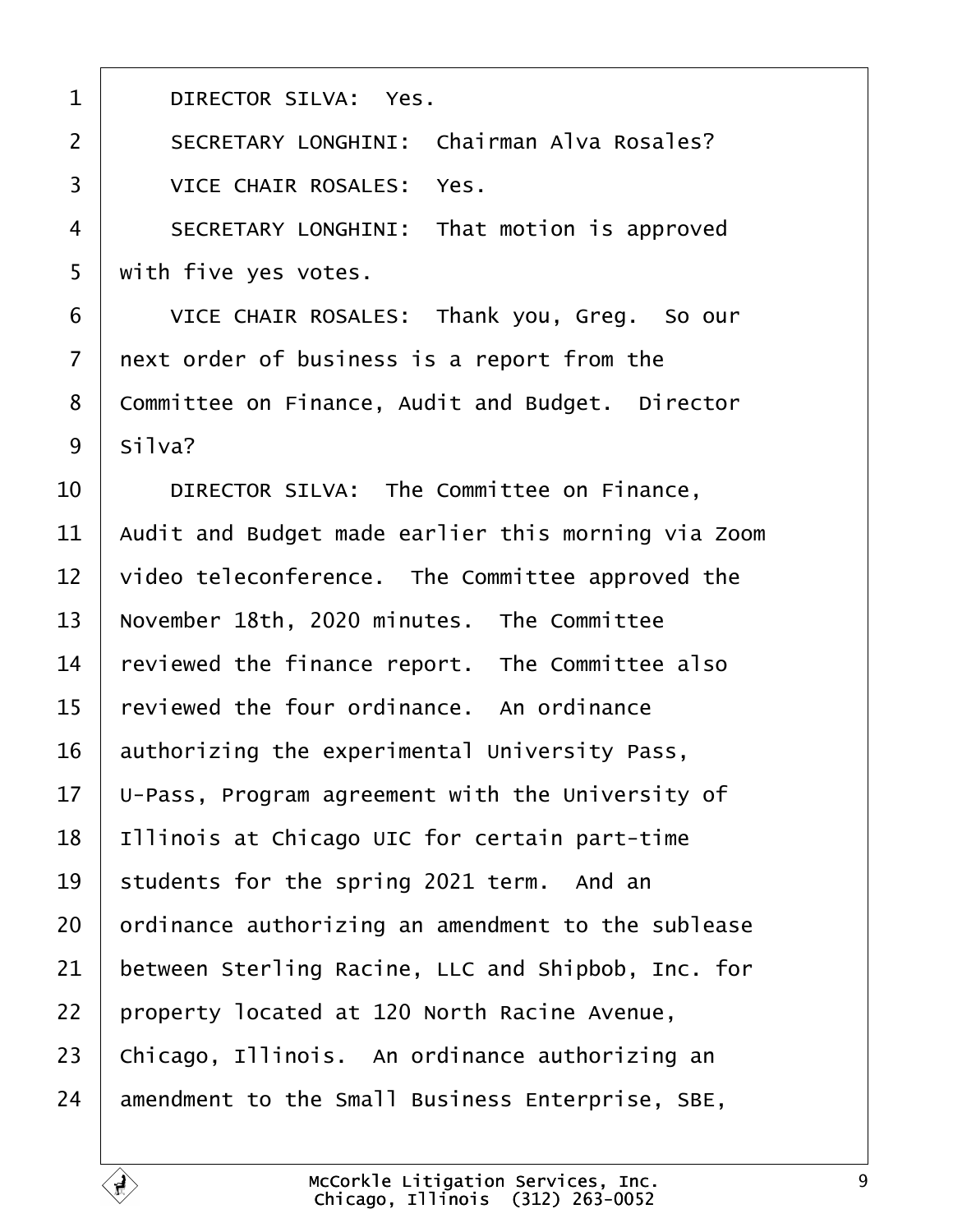1 DIRECTOR SILVA: Yes.

2 SECRETARY LONGHINI: Chairman Alva Rosales?

3 VICE CHAIR ROSALES: Yes.

4 SECRETARY LONGHINI: That motion is approved

5 with five yes votes.

6 VICE CHAIR ROSALES: Thank you, Greg. So our

7 next order of business is a report from the

8 Committee on Finance, Audit and Budget. Director

9 Silva?

10 DIRECTOR SILVA: The Committee on Finance,

11 Audit and Budget made earlier this morning via Zoom

12 video teleconference. The Committee approved the

13 November 18th, 2020 minutes. The Committee

14 reviewed the finance report. The Committee also

15 reviewed the four ordinance. An ordinance

16 authorizing the experimental University Pass,

17 U-Pass, Program agreement with the University of

18 Illinois at Chicago UIC for certain part-time

19 students for the spring 2021 term. And an

20 ordinance authorizing an amendment to the sublease

21 between Sterling Racine, LLC and Shipbob, Inc. for

22 property located at 120 North Racine Avenue,

23 Chicago, Illinois. An ordinance authorizing an

24 amendment to the Small Business Enterprise, SBE,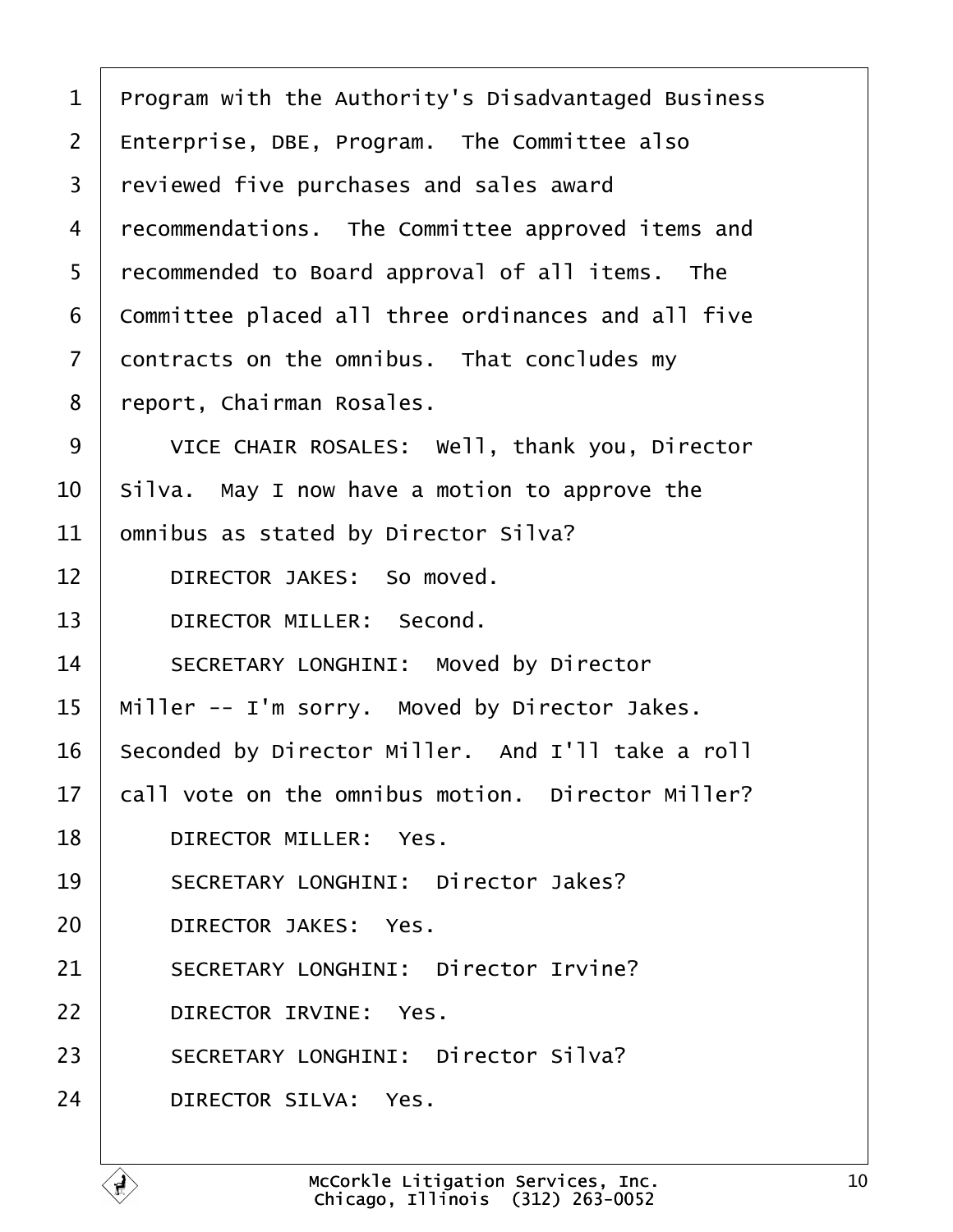Program with the Authority's Disadvantaged Business Enterprise, DBE, Program. The Committee also reviewed five purchases and sales award recommendations. The Committee approved items and recommended to Board approval of all items. The Committee placed all three ordinances and all five contracts on the omnibus. That concludes my report, Chairman Rosales.

VICE CHAIR ROSALES: Well, thank you, Director Silva. May I now have a motion to approve the omnibus as stated by Director Silva?

DIRECTOR JAKES: So moved.

DIRECTOR MILLER: Second.

SECRETARY LONGHINI: Moved by Director Miller -- I'm sorry. Moved by Director Jakes. Seconded by Director Miller. And I'll take a roll call vote on the omnibus motion. Director Miller?

DIRECTOR MILLER: Yes.

SECRETARY LONGHINI: Director Jakes?

DIRECTOR JAKES: Yes.

SECRETARY LONGHINI: Director Irvine?

DIRECTOR IRVINE: Yes.

SECRETARY LONGHINI: Director Silva?

DIRECTOR SILVA: Yes.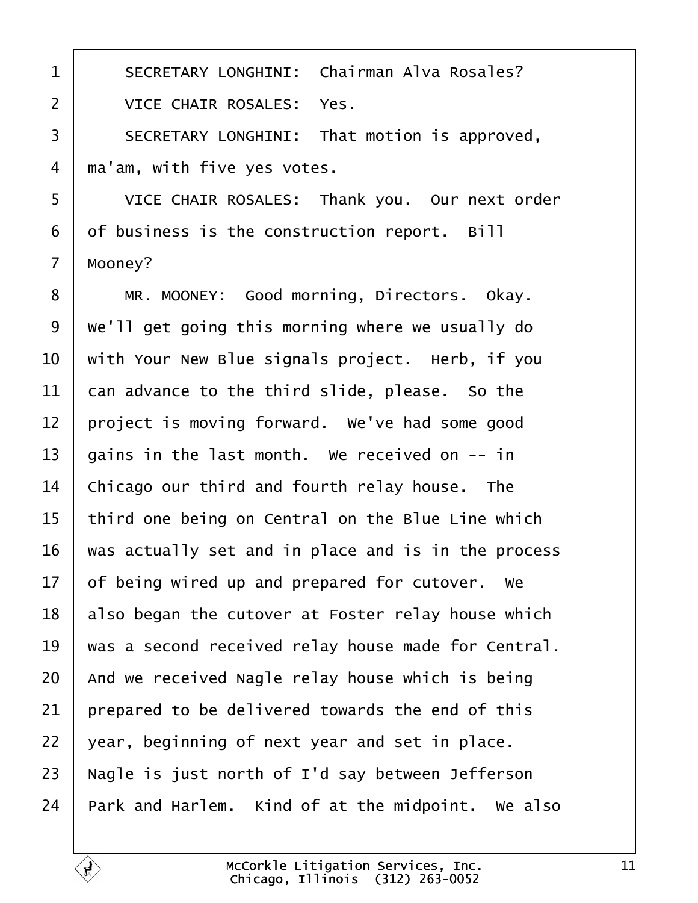SECRETARY LONGHINI: Chairman Alva Rosales?

VICE CHAIR ROSALES: Yes.

SECRETARY LONGHINI: That motion is approved, ma'am, with five yes votes.

VICE CHAIR ROSALES: Thank you. Our next order of business is the construction report. Bill Mooney?

MR. MOONEY: Good morning, Directors. Okay. We'll get going this morning where we usually do with Your New Blue signals project. Herb, if you can advance to the third slide, please. So the project is moving forward. We've had some good gains in the last month. We received on -- in Chicago our third and fourth relay house. The third one being on Central on the Blue Line which was actually set and in place and is in the process of being wired up and prepared for cutover. We also began the cutover at Foster relay house which was a second received relay house made for Central. And we received Nagle relay house which is being prepared to be delivered towards the end of this year, beginning of next year and set in place. Nagle is just north of I'd say between Jefferson Park and Harlem. Kind of at the midpoint. We also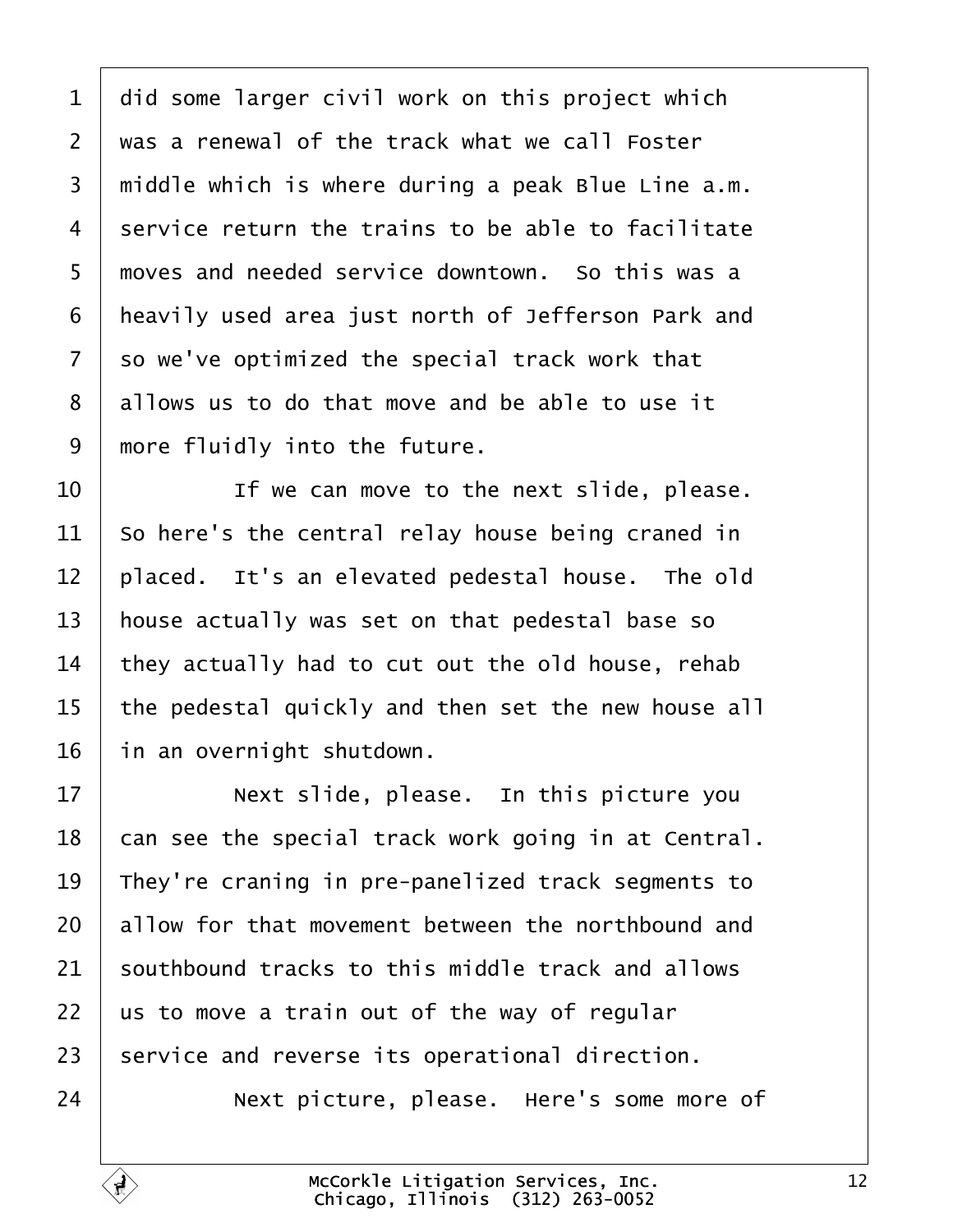did some larger civil work on this project which was a renewal of the track what we call Foster middle which is where during a peak Blue Line a.m. service return the trains to be able to facilitate moves and needed service downtown. So this was a heavily used area just north of Jefferson Park and so we've optimized the special track work that allows us to do that move and be able to use it more fluidly into the future.

If we can move to the next slide, please. So here's the central relay house being craned in placed. It's an elevated pedestal house. The old house actually was set on that pedestal base so they actually had to cut out the old house, rehab the pedestal quickly and then set the new house all in an overnight shutdown.

Next slide, please. In this picture you can see the special track work going in at Central. They're craning in pre-panelized track segments to allow for that movement between the northbound and southbound tracks to this middle track and allows us to move a train out of the way of regular service and reverse its operational direction.

Next picture, please. Here's some more of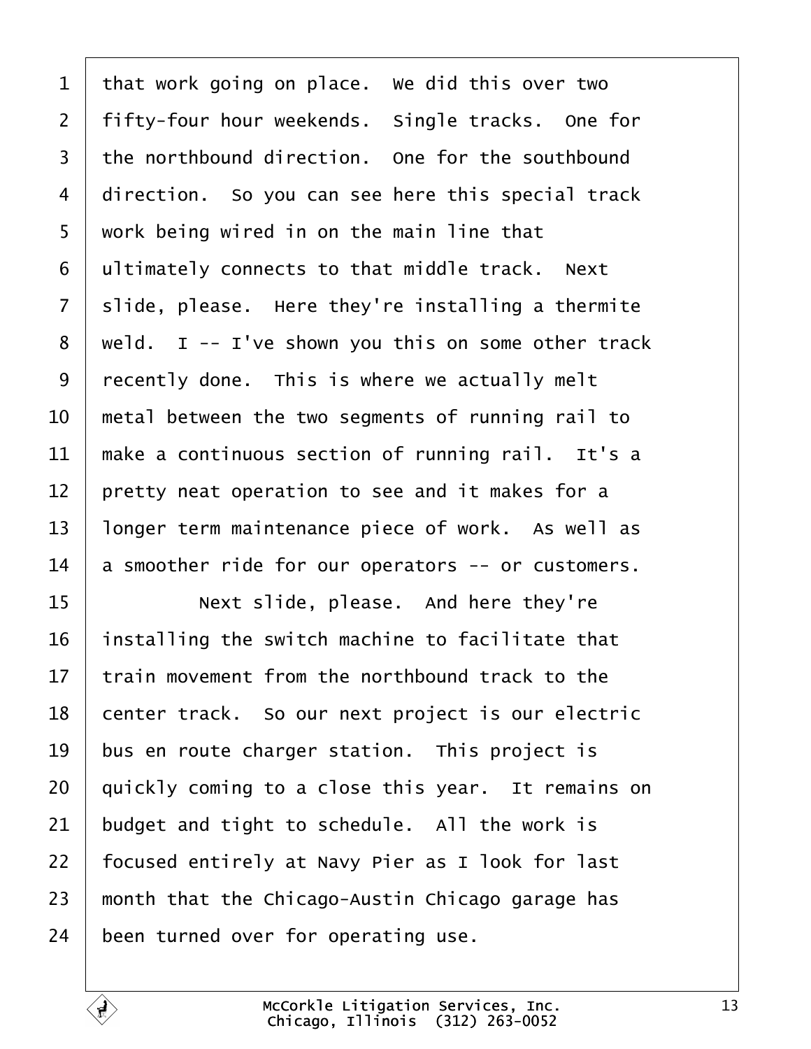1 that work going on place. We did this over two
2 fifty-four hour weekends. Single tracks. One for
3 the northbound direction. One for the southbound
4 direction. So you can see here this special track
5 work being wired in on the main line that
6 ultimately connects to that middle track. Next
7 slide, please. Here they're installing a thermite
8 weld. I -- I've shown you this on some other track
9 recently done. This is where we actually melt
10 metal between the two segments of running rail to
11 make a continuous section of running rail. It's a
12 pretty neat operation to see and it makes for a
13 longer term maintenance piece of work. As well as
14 a smoother ride for our operators -- or customers.
15 Next slide, please. And here they're
16 installing the switch machine to facilitate that
17 train movement from the northbound track to the
18 center track. So our next project is our electric
19 bus en route charger station. This project is
20 quickly coming to a close this year. It remains on
21 budget and tight to schedule. All the work is
22 focused entirely at Navy Pier as I look for last
23 month that the Chicago-Austin Chicago garage has
24 been turned over for operating use.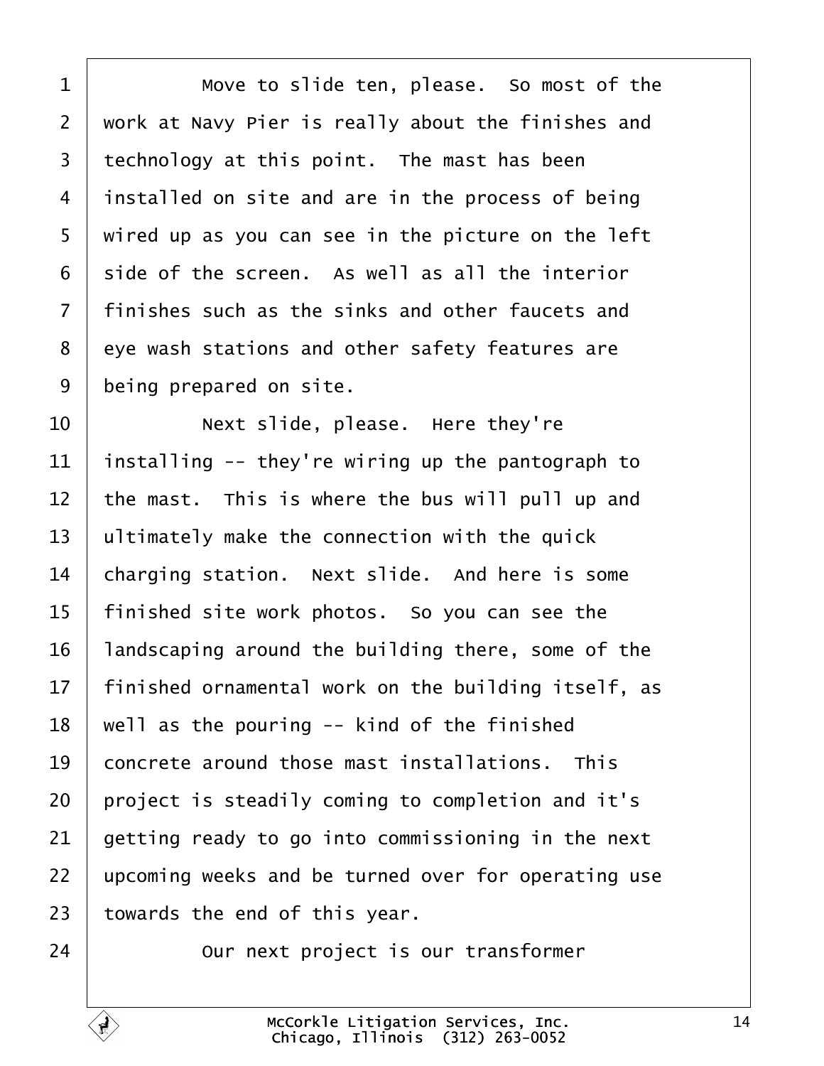Move to slide ten, please. So most of the work at Navy Pier is really about the finishes and technology at this point. The mast has been installed on site and are in the process of being wired up as you can see in the picture on the left side of the screen. As well as all the interior finishes such as the sinks and other faucets and eye wash stations and other safety features are being prepared on site.

Next slide, please. Here they're installing -- they're wiring up the pantograph to the mast. This is where the bus will pull up and ultimately make the connection with the quick charging station. Next slide. And here is some finished site work photos. So you can see the landscaping around the building there, some of the finished ornamental work on the building itself, as well as the pouring -- kind of the finished concrete around those mast installations. This project is steadily coming to completion and it's getting ready to go into commissioning in the next upcoming weeks and be turned over for operating use towards the end of this year.

Our next project is our transformer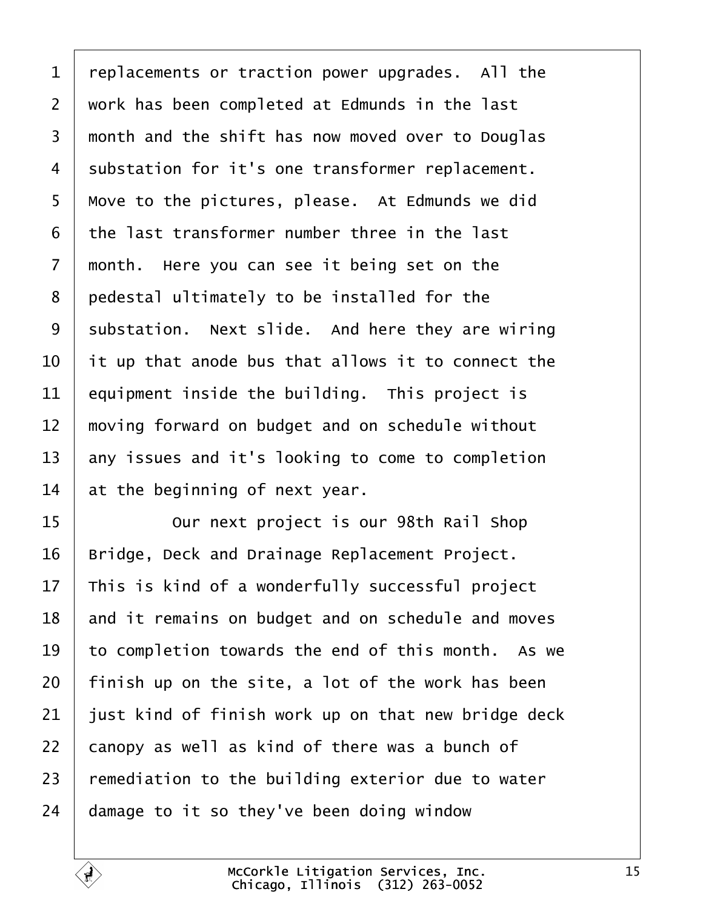replacements or traction power upgrades. All the work has been completed at Edmunds in the last month and the shift has now moved over to Douglas substation for it's one transformer replacement. Move to the pictures, please. At Edmunds we did the last transformer number three in the last month. Here you can see it being set on the pedestal ultimately to be installed for the substation. Next slide. And here they are wiring it up that anode bus that allows it to connect the equipment inside the building. This project is moving forward on budget and on schedule without any issues and it's looking to come to completion at the beginning of next year.

Our next project is our 98th Rail Shop Bridge, Deck and Drainage Replacement Project. This is kind of a wonderfully successful project and it remains on budget and on schedule and moves to completion towards the end of this month. As we finish up on the site, a lot of the work has been just kind of finish work up on that new bridge deck canopy as well as kind of there was a bunch of remediation to the building exterior due to water damage to it so they've been doing window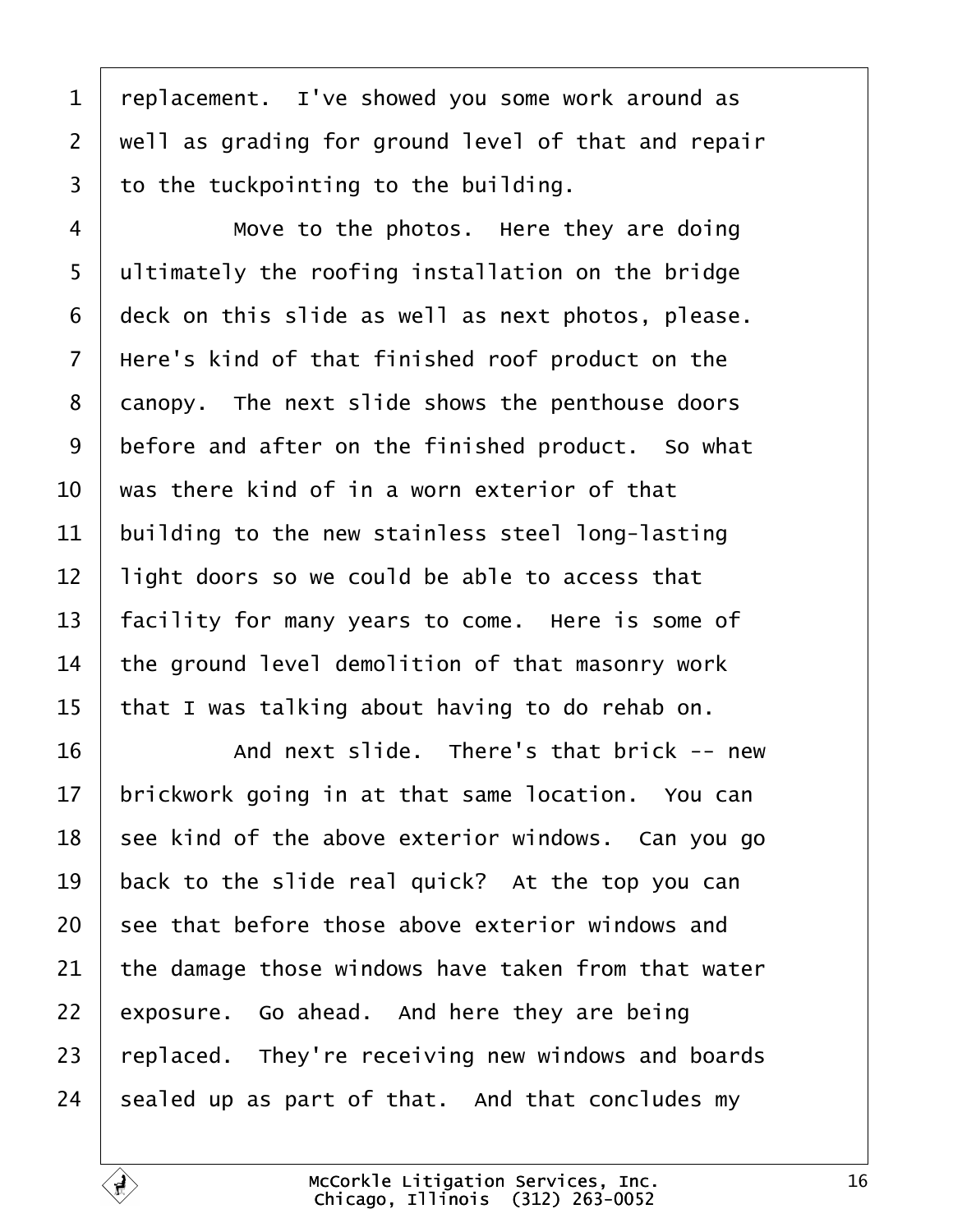replacement. I've showed you some work around as well as grading for ground level of that and repair to the tuckpointing to the building.

Move to the photos. Here they are doing ultimately the roofing installation on the bridge deck on this slide as well as next photos, please. Here's kind of that finished roof product on the canopy. The next slide shows the penthouse doors before and after on the finished product. So what was there kind of in a worn exterior of that building to the new stainless steel long-lasting light doors so we could be able to access that facility for many years to come. Here is some of the ground level demolition of that masonry work that I was talking about having to do rehab on.

And next slide. There's that brick -- new brickwork going in at that same location. You can see kind of the above exterior windows. Can you go back to the slide real quick? At the top you can see that before those above exterior windows and the damage those windows have taken from that water exposure. Go ahead. And here they are being replaced. They're receiving new windows and boards sealed up as part of that. And that concludes my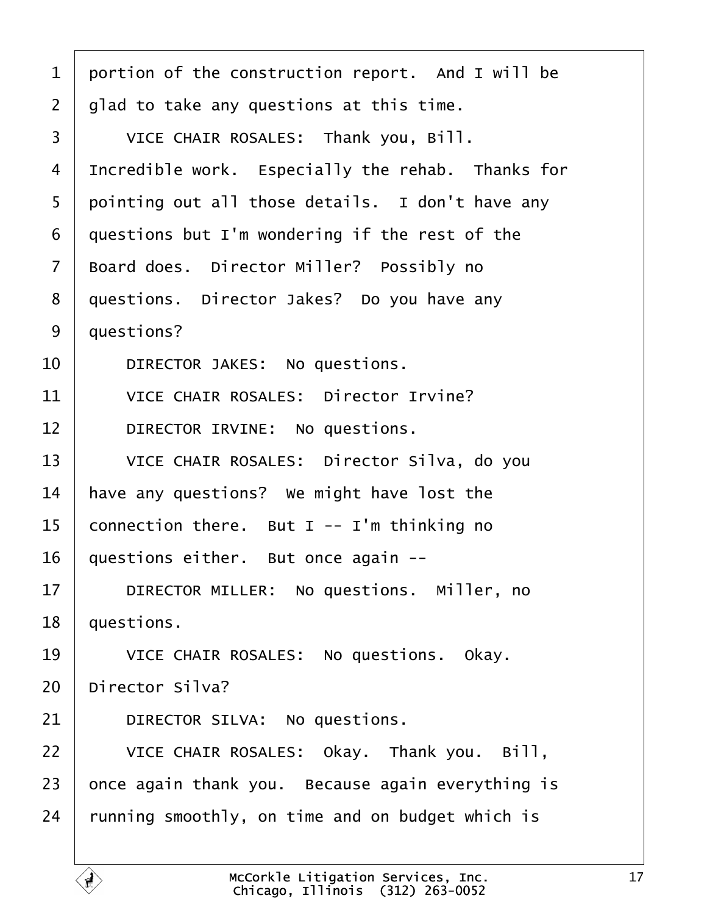portion of the construction report. And I will be glad to take any questions at this time.

VICE CHAIR ROSALES: Thank you, Bill. Incredible work. Especially the rehab. Thanks for pointing out all those details. I don't have any questions but I'm wondering if the rest of the Board does. Director Miller? Possibly no questions. Director Jakes? Do you have any questions?

DIRECTOR JAKES: No questions.

VICE CHAIR ROSALES: Director Irvine?

DIRECTOR IRVINE: No questions.

VICE CHAIR ROSALES: Director Silva, do you have any questions? We might have lost the connection there. But I -- I'm thinking no questions either. But once again --

DIRECTOR MILLER: No questions. Miller, no questions.

VICE CHAIR ROSALES: No questions. Okay. Director Silva?

DIRECTOR SILVA: No questions.

VICE CHAIR ROSALES: Okay. Thank you. Bill, once again thank you. Because again everything is running smoothly, on time and on budget which is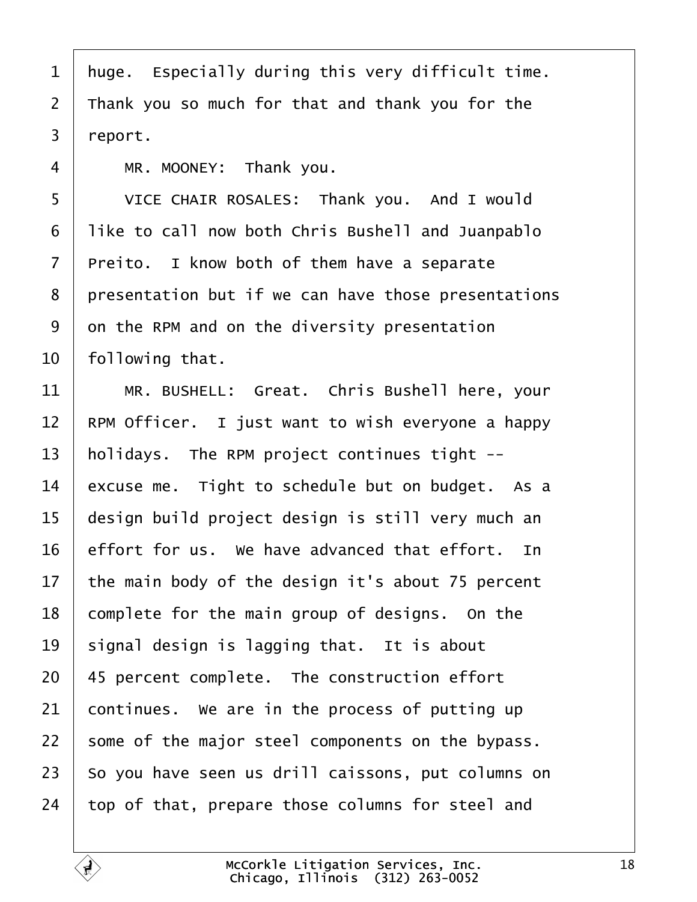huge. Especially during this very difficult time. Thank you so much for that and thank you for the report.

MR. MOONEY: Thank you.

VICE CHAIR ROSALES: Thank you. And I would like to call now both Chris Bushell and Juanpablo Preito. I know both of them have a separate presentation but if we can have those presentations on the RPM and on the diversity presentation following that.

MR. BUSHELL: Great. Chris Bushell here, your RPM Officer. I just want to wish everyone a happy holidays. The RPM project continues tight -- excuse me. Tight to schedule but on budget. As a design build project design is still very much an effort for us. We have advanced that effort. In the main body of the design it's about 75 percent complete for the main group of designs. On the signal design is lagging that. It is about 45 percent complete. The construction effort continues. We are in the process of putting up some of the major steel components on the bypass. So you have seen us drill caissons, put columns on top of that, prepare those columns for steel and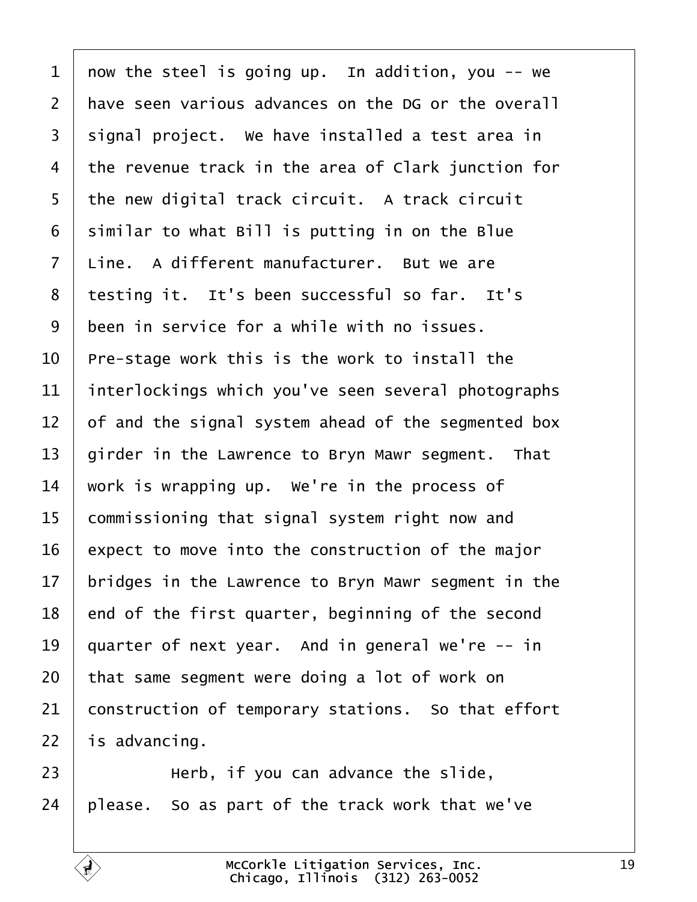now the steel is going up. In addition, you -- we have seen various advances on the DG or the overall signal project. We have installed a test area in the revenue track in the area of Clark junction for the new digital track circuit. A track circuit similar to what Bill is putting in on the Blue Line. A different manufacturer. But we are testing it. It's been successful so far. It's been in service for a while with no issues. Pre-stage work this is the work to install the interlockings which you've seen several photographs of and the signal system ahead of the segmented box girder in the Lawrence to Bryn Mawr segment. That work is wrapping up. We're in the process of commissioning that signal system right now and expect to move into the construction of the major bridges in the Lawrence to Bryn Mawr segment in the end of the first quarter, beginning of the second quarter of next year. And in general we're -- in that same segment were doing a lot of work on construction of temporary stations. So that effort is advancing.

Herb, if you can advance the slide, please. So as part of the track work that we've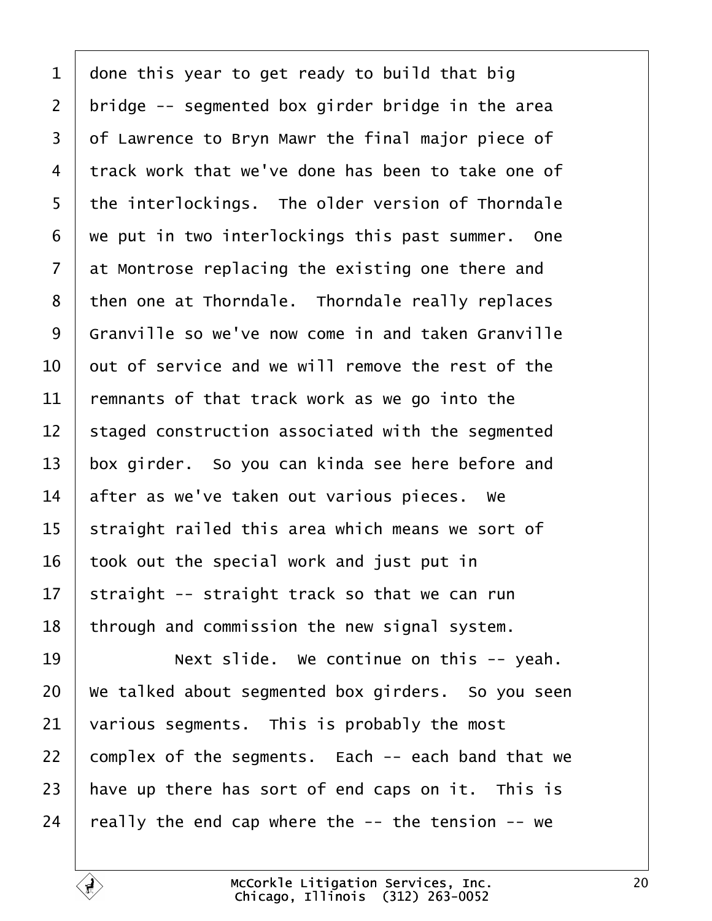done this year to get ready to build that big bridge -- segmented box girder bridge in the area of Lawrence to Bryn Mawr the final major piece of track work that we've done has been to take one of the interlockings. The older version of Thorndale we put in two interlockings this past summer. One at Montrose replacing the existing one there and then one at Thorndale. Thorndale really replaces Granville so we've now come in and taken Granville out of service and we will remove the rest of the remnants of that track work as we go into the staged construction associated with the segmented box girder. So you can kinda see here before and after as we've taken out various pieces. We straight railed this area which means we sort of took out the special work and just put in straight -- straight track so that we can run through and commission the new signal system.

Next slide. We continue on this -- yeah. We talked about segmented box girders. So you seen various segments. This is probably the most complex of the segments. Each -- each band that we have up there has sort of end caps on it. This is really the end cap where the -- the tension -- we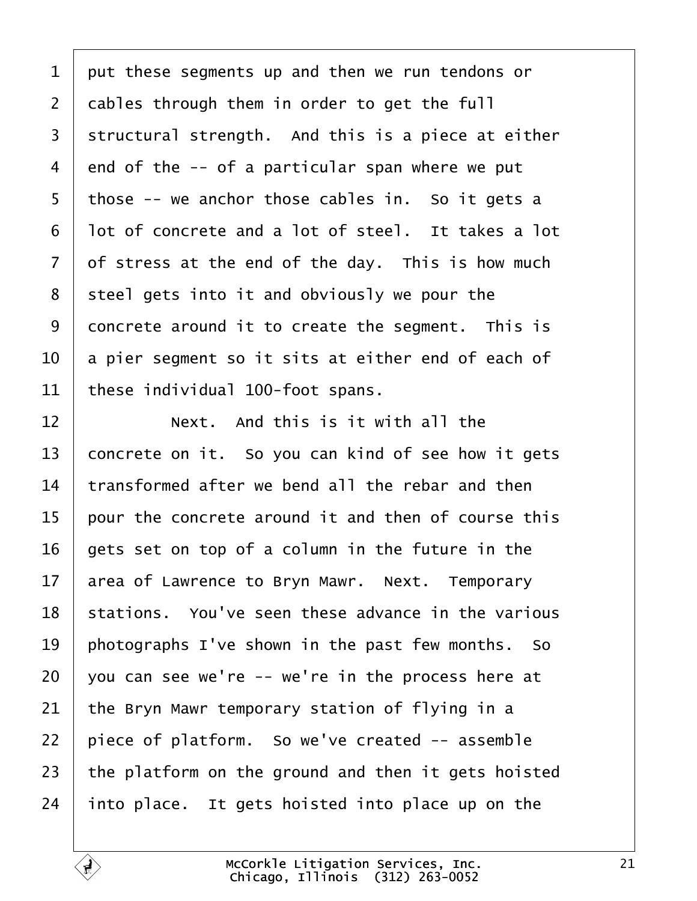put these segments up and then we run tendons or cables through them in order to get the full structural strength. And this is a piece at either end of the -- of a particular span where we put those -- we anchor those cables in. So it gets a lot of concrete and a lot of steel. It takes a lot of stress at the end of the day. This is how much steel gets into it and obviously we pour the concrete around it to create the segment. This is a pier segment so it sits at either end of each of these individual 100-foot spans.

Next. And this is it with all the concrete on it. So you can kind of see how it gets transformed after we bend all the rebar and then pour the concrete around it and then of course this gets set on top of a column in the future in the area of Lawrence to Bryn Mawr. Next. Temporary stations. You've seen these advance in the various photographs I've shown in the past few months. So you can see we're -- we're in the process here at the Bryn Mawr temporary station of flying in a piece of platform. So we've created -- assemble the platform on the ground and then it gets hoisted into place. It gets hoisted into place up on the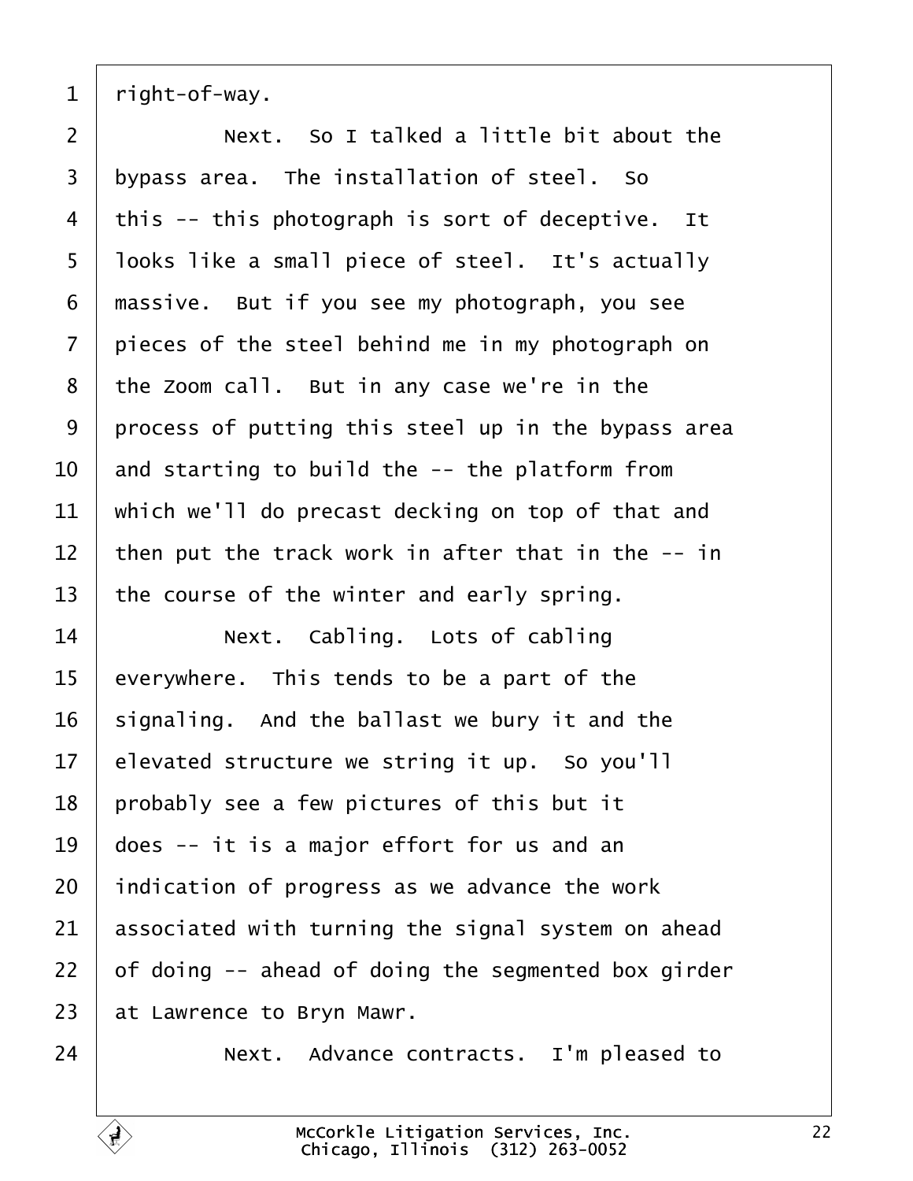right-of-way.

Next. So I talked a little bit about the bypass area. The installation of steel. So this -- this photograph is sort of deceptive. It looks like a small piece of steel. It's actually massive. But if you see my photograph, you see pieces of the steel behind me in my photograph on the Zoom call. But in any case we're in the process of putting this steel up in the bypass area and starting to build the -- the platform from which we'll do precast decking on top of that and then put the track work in after that in the -- in the course of the winter and early spring.

Next. Cabling. Lots of cabling everywhere. This tends to be a part of the signaling. And the ballast we bury it and the elevated structure we string it up. So you'll probably see a few pictures of this but it does -- it is a major effort for us and an indication of progress as we advance the work associated with turning the signal system on ahead of doing -- ahead of doing the segmented box girder at Lawrence to Bryn Mawr.

Next. Advance contracts. I'm pleased to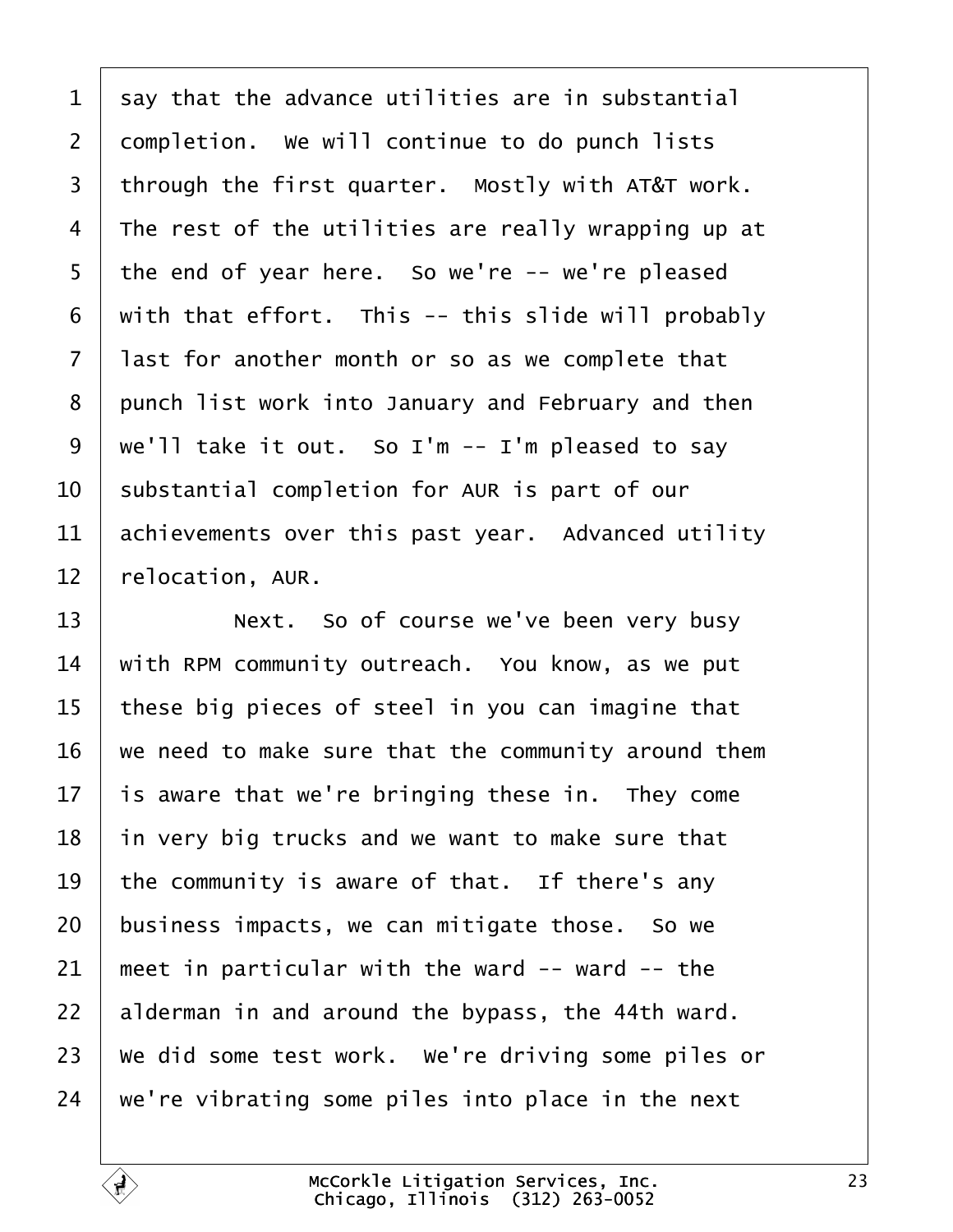say that the advance utilities are in substantial completion. We will continue to do punch lists through the first quarter. Mostly with AT&T work. The rest of the utilities are really wrapping up at the end of year here. So we're -- we're pleased with that effort. This -- this slide will probably last for another month or so as we complete that punch list work into January and February and then we'll take it out. So I'm -- I'm pleased to say substantial completion for AUR is part of our achievements over this past year. Advanced utility relocation, AUR.

Next. So of course we've been very busy with RPM community outreach. You know, as we put these big pieces of steel in you can imagine that we need to make sure that the community around them is aware that we're bringing these in. They come in very big trucks and we want to make sure that the community is aware of that. If there's any business impacts, we can mitigate those. So we meet in particular with the ward -- ward -- the alderman in and around the bypass, the 44th ward. We did some test work. We're driving some piles or we're vibrating some piles into place in the next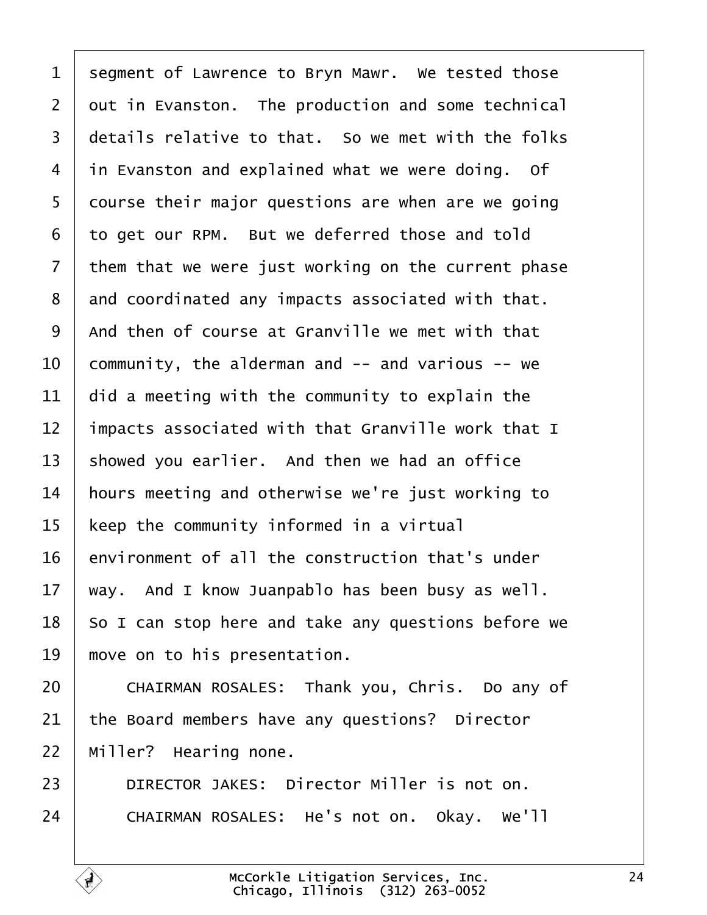1 segment of Lawrence to Bryn Mawr. We tested those
2 out in Evanston. The production and some technical
3 details relative to that. So we met with the folks
4 in Evanston and explained what we were doing. Of
5 course their major questions are when are we going
6 to get our RPM. But we deferred those and told
7 them that we were just working on the current phase
8 and coordinated any impacts associated with that.
9 And then of course at Granville we met with that
10 community, the alderman and -- and various -- we
11 did a meeting with the community to explain the
12 impacts associated with that Granville work that I
13 showed you earlier. And then we had an office
14 hours meeting and otherwise we're just working to
15 keep the community informed in a virtual
16 environment of all the construction that's under
17 way. And I know Juanpablo has been busy as well.
18 So I can stop here and take any questions before we
19 move on to his presentation.
20 CHAIRMAN ROSALES: Thank you, Chris. Do any of
21 the Board members have any questions? Director
22 Miller? Hearing none.
23 DIRECTOR JAKES: Director Miller is not on.
24 CHAIRMAN ROSALES: He's not on. Okay. We'll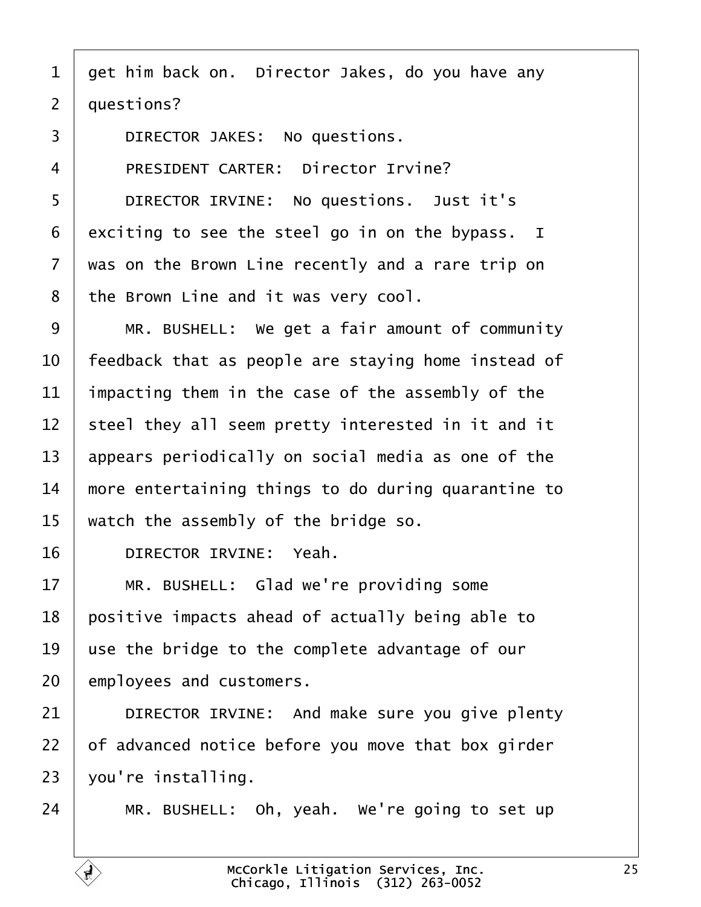get him back on. Director Jakes, do you have any questions?

DIRECTOR JAKES: No questions.

PRESIDENT CARTER: Director Irvine?

DIRECTOR IRVINE: No questions. Just it's exciting to see the steel go in on the bypass. I was on the Brown Line recently and a rare trip on the Brown Line and it was very cool.

MR. BUSHELL: We get a fair amount of community feedback that as people are staying home instead of impacting them in the case of the assembly of the steel they all seem pretty interested in it and it appears periodically on social media as one of the more entertaining things to do during quarantine to watch the assembly of the bridge so.

DIRECTOR IRVINE: Yeah.

MR. BUSHELL: Glad we're providing some positive impacts ahead of actually being able to use the bridge to the complete advantage of our employees and customers.

DIRECTOR IRVINE: And make sure you give plenty of advanced notice before you move that box girder you're installing.

MR. BUSHELL: Oh, yeah. We're going to set up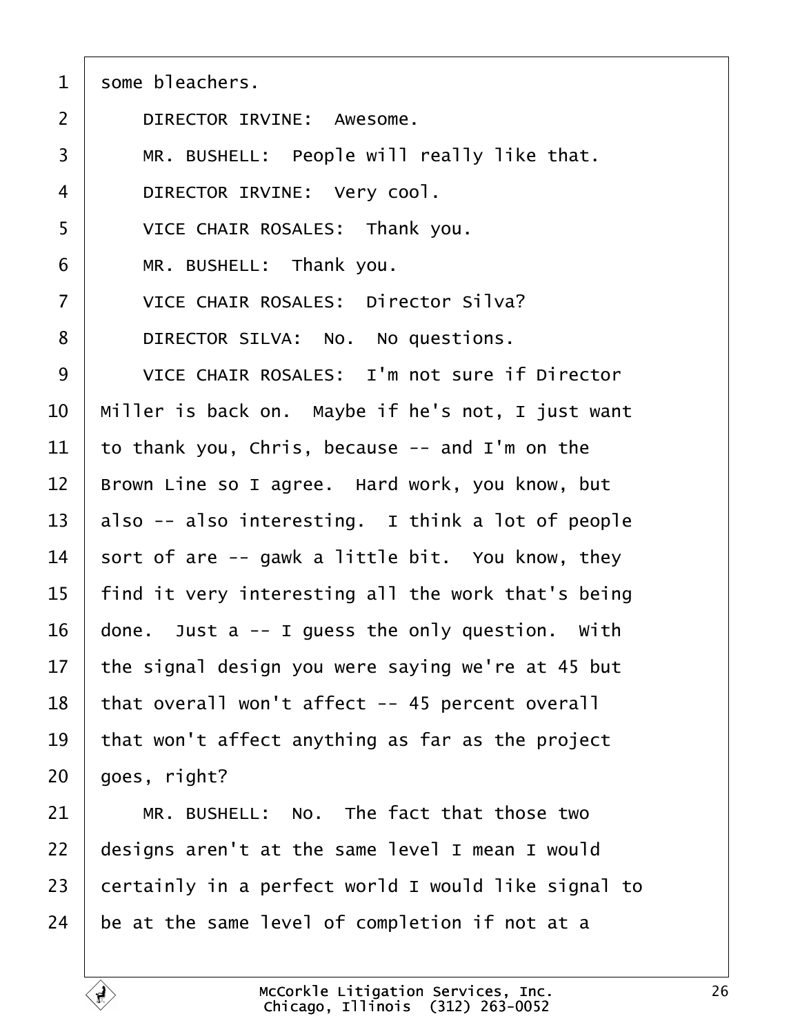some bleachers.

DIRECTOR IRVINE: Awesome.

MR. BUSHELL: People will really like that.

DIRECTOR IRVINE: Very cool.

VICE CHAIR ROSALES: Thank you.

MR. BUSHELL: Thank you.

VICE CHAIR ROSALES: Director Silva?

DIRECTOR SILVA: No. No questions.

VICE CHAIR ROSALES: I'm not sure if Director Miller is back on. Maybe if he's not, I just want to thank you, Chris, because -- and I'm on the Brown Line so I agree. Hard work, you know, but also -- also interesting. I think a lot of people sort of are -- gawk a little bit. You know, they find it very interesting all the work that's being done. Just a -- I guess the only question. With the signal design you were saying we're at 45 but that overall won't affect -- 45 percent overall that won't affect anything as far as the project goes, right?

MR. BUSHELL: No. The fact that those two designs aren't at the same level I mean I would certainly in a perfect world I would like signal to be at the same level of completion if not at a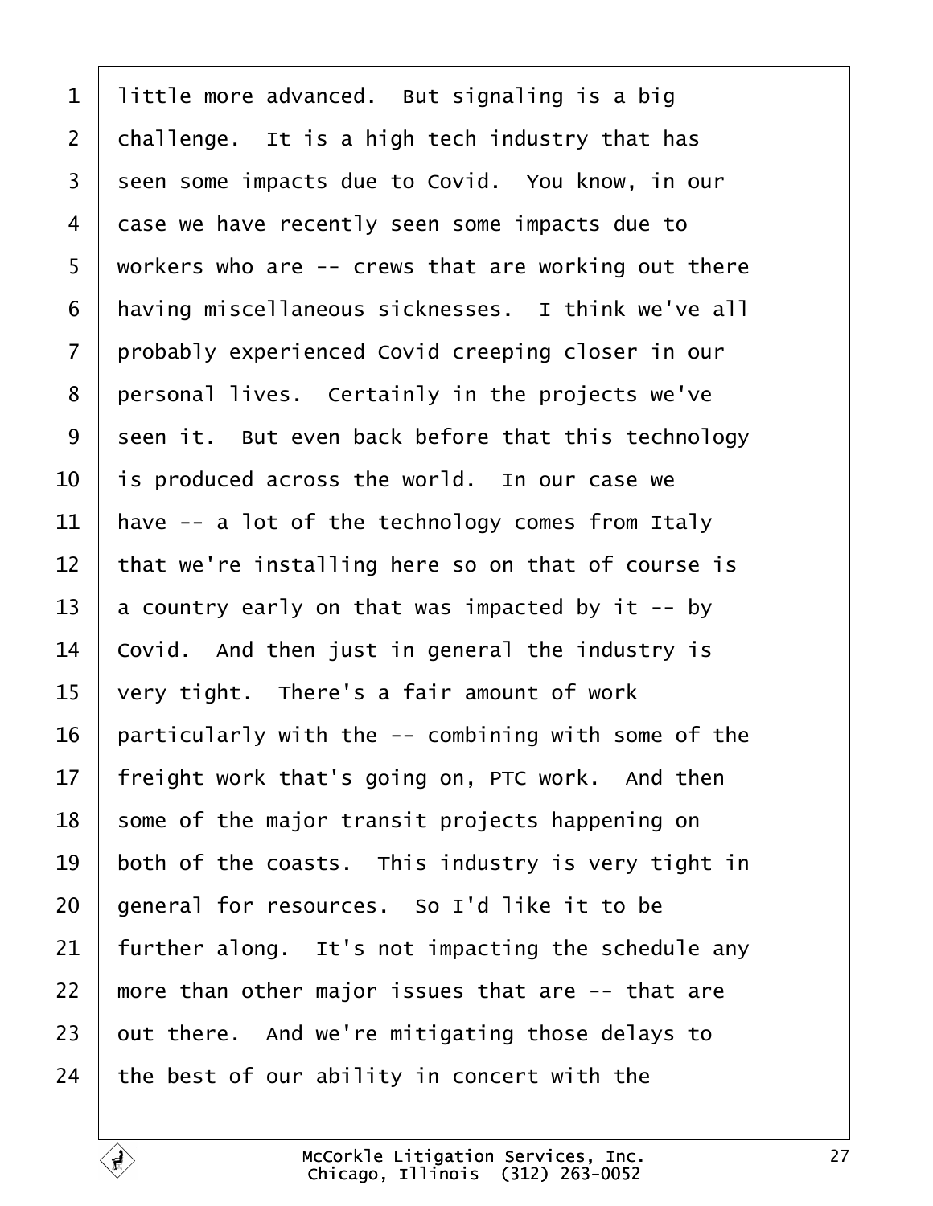little more advanced. But signaling is a big challenge. It is a high tech industry that has seen some impacts due to Covid. You know, in our case we have recently seen some impacts due to workers who are -- crews that are working out there having miscellaneous sicknesses. I think we've all probably experienced Covid creeping closer in our personal lives. Certainly in the projects we've seen it. But even back before that this technology is produced across the world. In our case we have -- a lot of the technology comes from Italy that we're installing here so on that of course is a country early on that was impacted by it -- by Covid. And then just in general the industry is very tight. There's a fair amount of work particularly with the -- combining with some of the freight work that's going on, PTC work. And then some of the major transit projects happening on both of the coasts. This industry is very tight in general for resources. So I'd like it to be further along. It's not impacting the schedule any more than other major issues that are -- that are out there. And we're mitigating those delays to the best of our ability in concert with the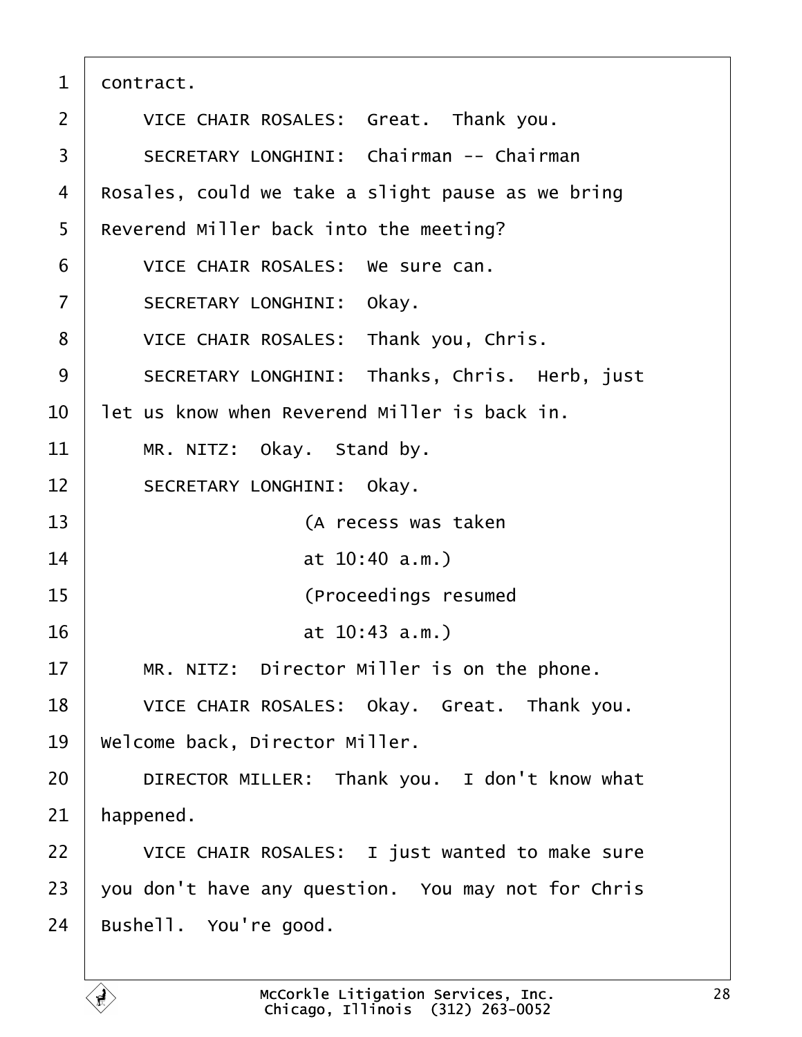contract.

VICE CHAIR ROSALES: Great. Thank you.

SECRETARY LONGHINI: Chairman -- Chairman Rosales, could we take a slight pause as we bring Reverend Miller back into the meeting?

VICE CHAIR ROSALES: We sure can.

SECRETARY LONGHINI: Okay.

VICE CHAIR ROSALES: Thank you, Chris.

SECRETARY LONGHINI: Thanks, Chris. Herb, just let us know when Reverend Miller is back in.

MR. NITZ: Okay. Stand by.

SECRETARY LONGHINI: Okay.

(A recess was taken at 10:40 a.m.)

(Proceedings resumed at 10:43 a.m.)

MR. NITZ: Director Miller is on the phone.

VICE CHAIR ROSALES: Okay. Great. Thank you. Welcome back, Director Miller.

DIRECTOR MILLER: Thank you. I don't know what happened.

VICE CHAIR ROSALES: I just wanted to make sure you don't have any question. You may not for Chris Bushell. You're good.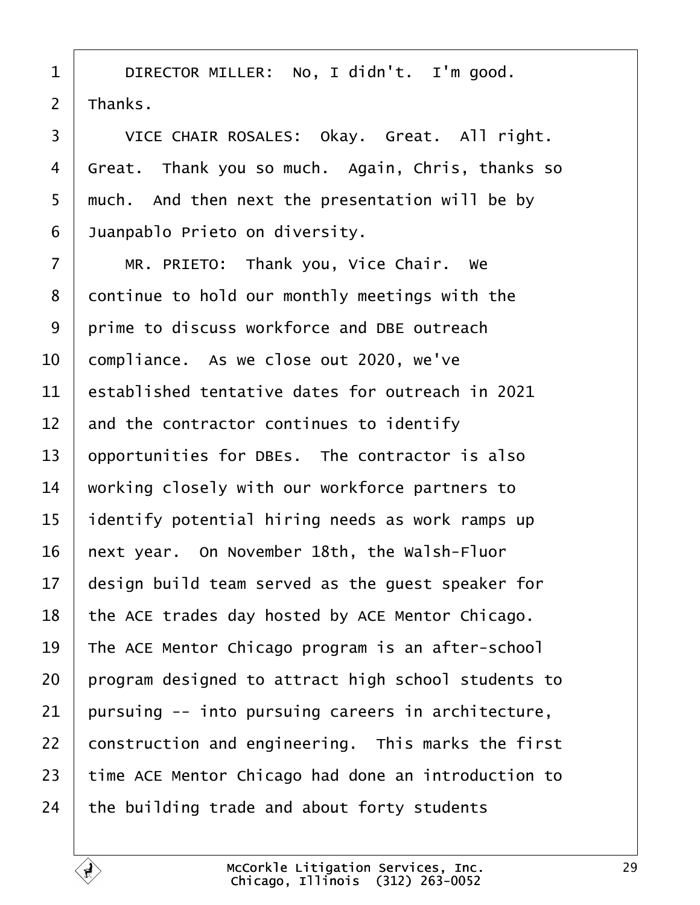DIRECTOR MILLER: No, I didn't. I'm good. Thanks.

VICE CHAIR ROSALES: Okay. Great. All right. Great. Thank you so much. Again, Chris, thanks so much. And then next the presentation will be by Juanpablo Prieto on diversity.

MR. PRIETO: Thank you, Vice Chair. We continue to hold our monthly meetings with the prime to discuss workforce and DBE outreach compliance. As we close out 2020, we've established tentative dates for outreach in 2021 and the contractor continues to identify opportunities for DBEs. The contractor is also working closely with our workforce partners to identify potential hiring needs as work ramps up next year. On November 18th, the Walsh-Fluor design build team served as the guest speaker for the ACE trades day hosted by ACE Mentor Chicago. The ACE Mentor Chicago program is an after-school program designed to attract high school students to pursuing -- into pursuing careers in architecture, construction and engineering. This marks the first time ACE Mentor Chicago had done an introduction to the building trade and about forty students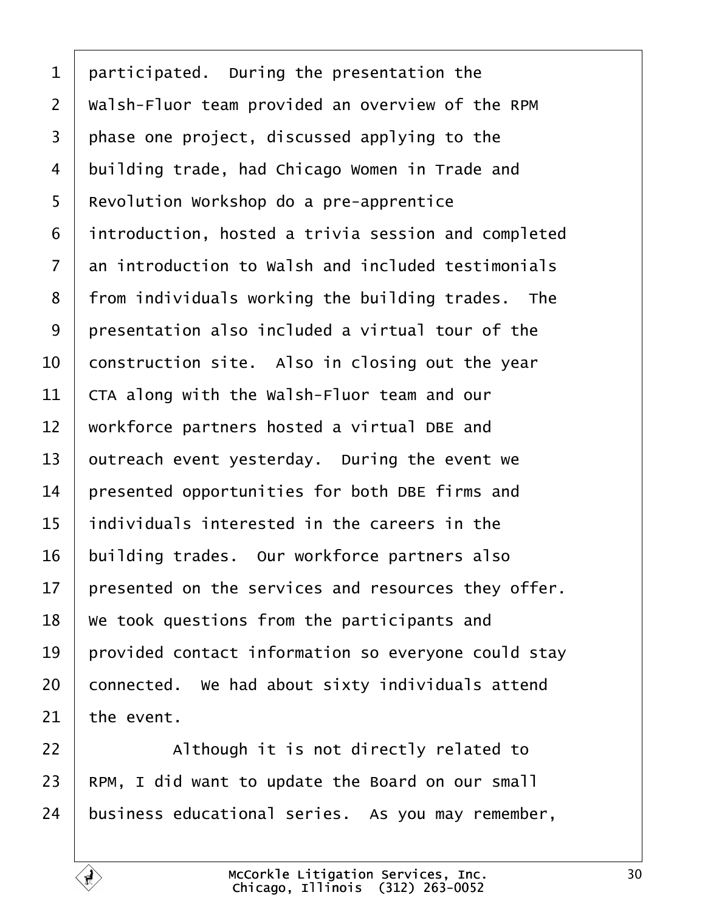participated. During the presentation the Walsh-Fluor team provided an overview of the RPM phase one project, discussed applying to the building trade, had Chicago Women in Trade and Revolution Workshop do a pre-apprentice introduction, hosted a trivia session and completed an introduction to Walsh and included testimonials from individuals working the building trades. The presentation also included a virtual tour of the construction site. Also in closing out the year CTA along with the Walsh-Fluor team and our workforce partners hosted a virtual DBE and outreach event yesterday. During the event we presented opportunities for both DBE firms and individuals interested in the careers in the building trades. Our workforce partners also presented on the services and resources they offer. We took questions from the participants and provided contact information so everyone could stay connected. We had about sixty individuals attend the event.

Although it is not directly related to RPM, I did want to update the Board on our small business educational series. As you may remember,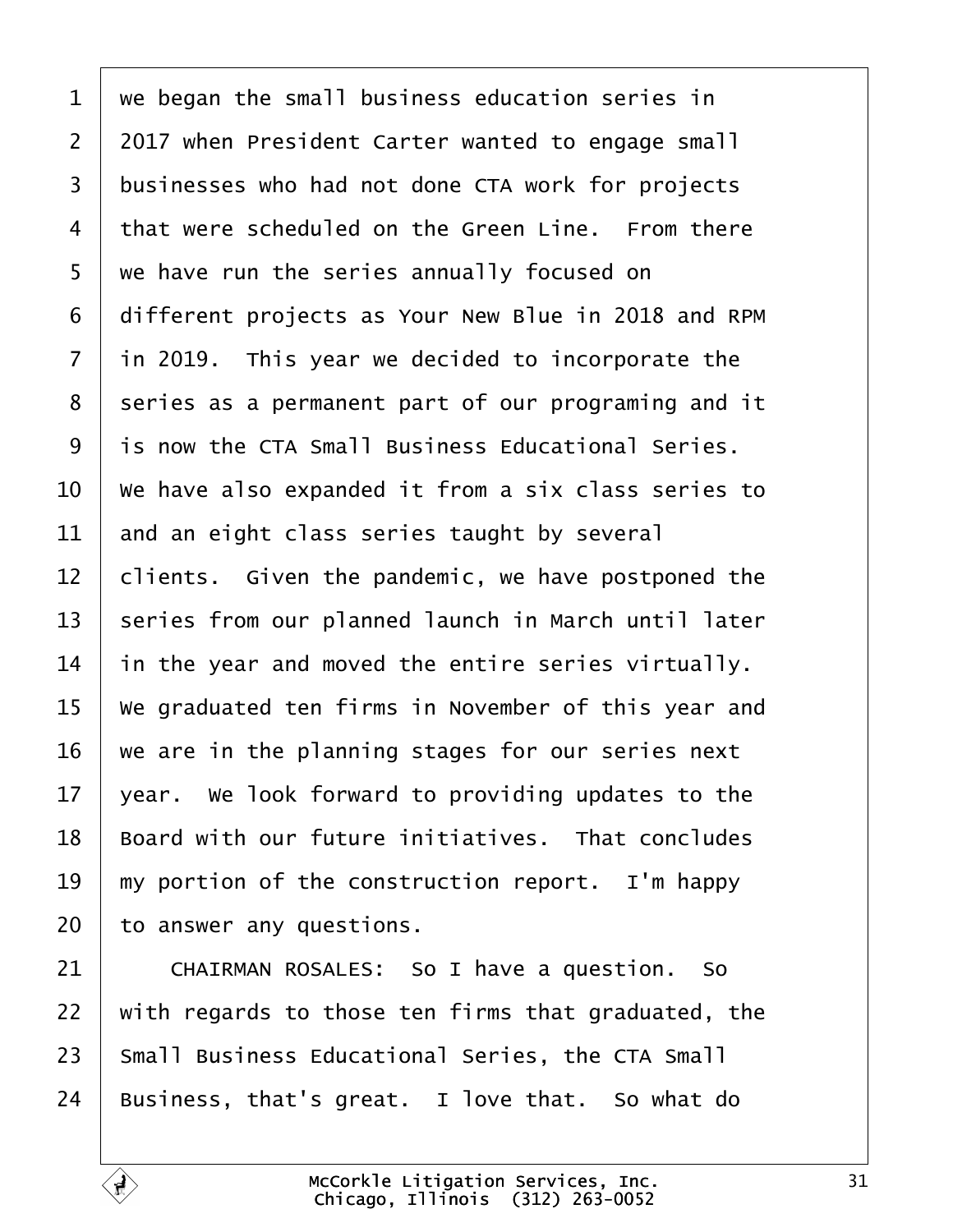we began the small business education series in 2017 when President Carter wanted to engage small businesses who had not done CTA work for projects that were scheduled on the Green Line. From there we have run the series annually focused on different projects as Your New Blue in 2018 and RPM in 2019. This year we decided to incorporate the series as a permanent part of our programing and it is now the CTA Small Business Educational Series. We have also expanded it from a six class series to and an eight class series taught by several clients. Given the pandemic, we have postponed the series from our planned launch in March until later in the year and moved the entire series virtually. We graduated ten firms in November of this year and we are in the planning stages for our series next year. We look forward to providing updates to the Board with our future initiatives. That concludes my portion of the construction report. I'm happy to answer any questions.

CHAIRMAN ROSALES: So I have a question. So with regards to those ten firms that graduated, the Small Business Educational Series, the CTA Small Business, that's great. I love that. So what do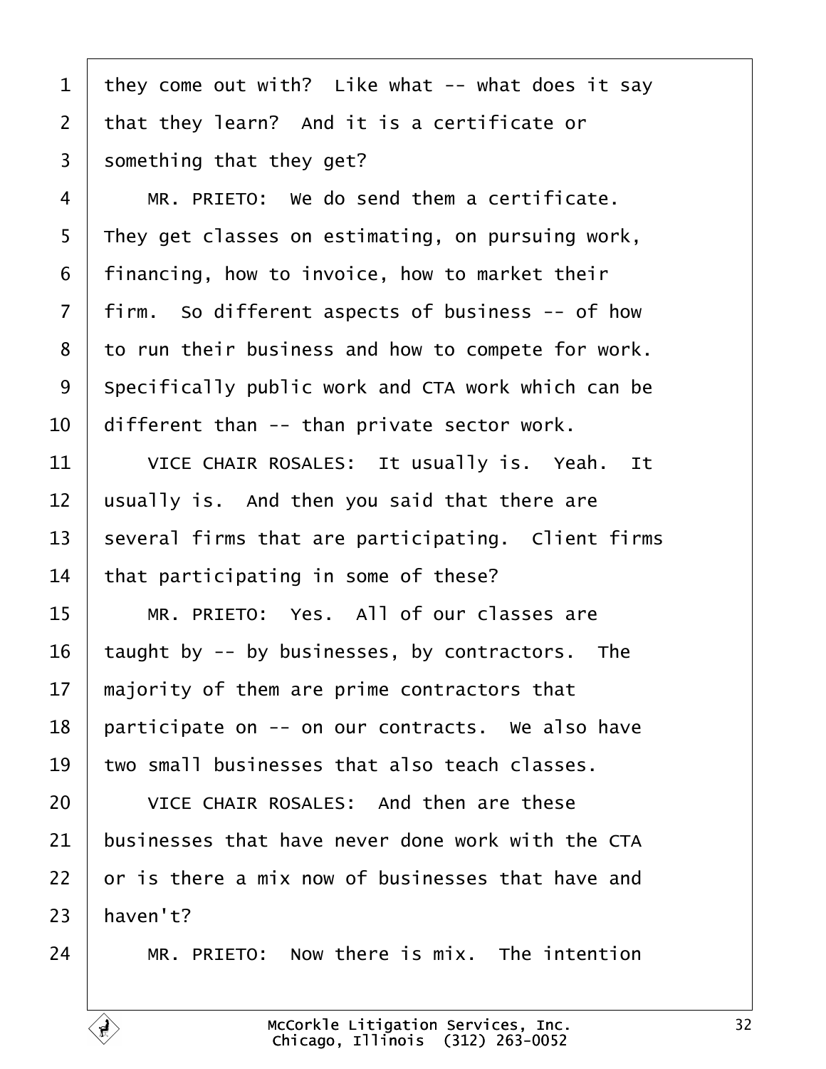they come out with? Like what -- what does it say that they learn? And it is a certificate or something that they get?

MR. PRIETO: We do send them a certificate. They get classes on estimating, on pursuing work, financing, how to invoice, how to market their firm. So different aspects of business -- of how to run their business and how to compete for work. Specifically public work and CTA work which can be different than -- than private sector work.

VICE CHAIR ROSALES: It usually is. Yeah. It usually is. And then you said that there are several firms that are participating. Client firms that participating in some of these?

MR. PRIETO: Yes. All of our classes are taught by -- by businesses, by contractors. The majority of them are prime contractors that participate on -- on our contracts. We also have two small businesses that also teach classes.

VICE CHAIR ROSALES: And then are these businesses that have never done work with the CTA or is there a mix now of businesses that have and haven't?

MR. PRIETO: Now there is mix. The intention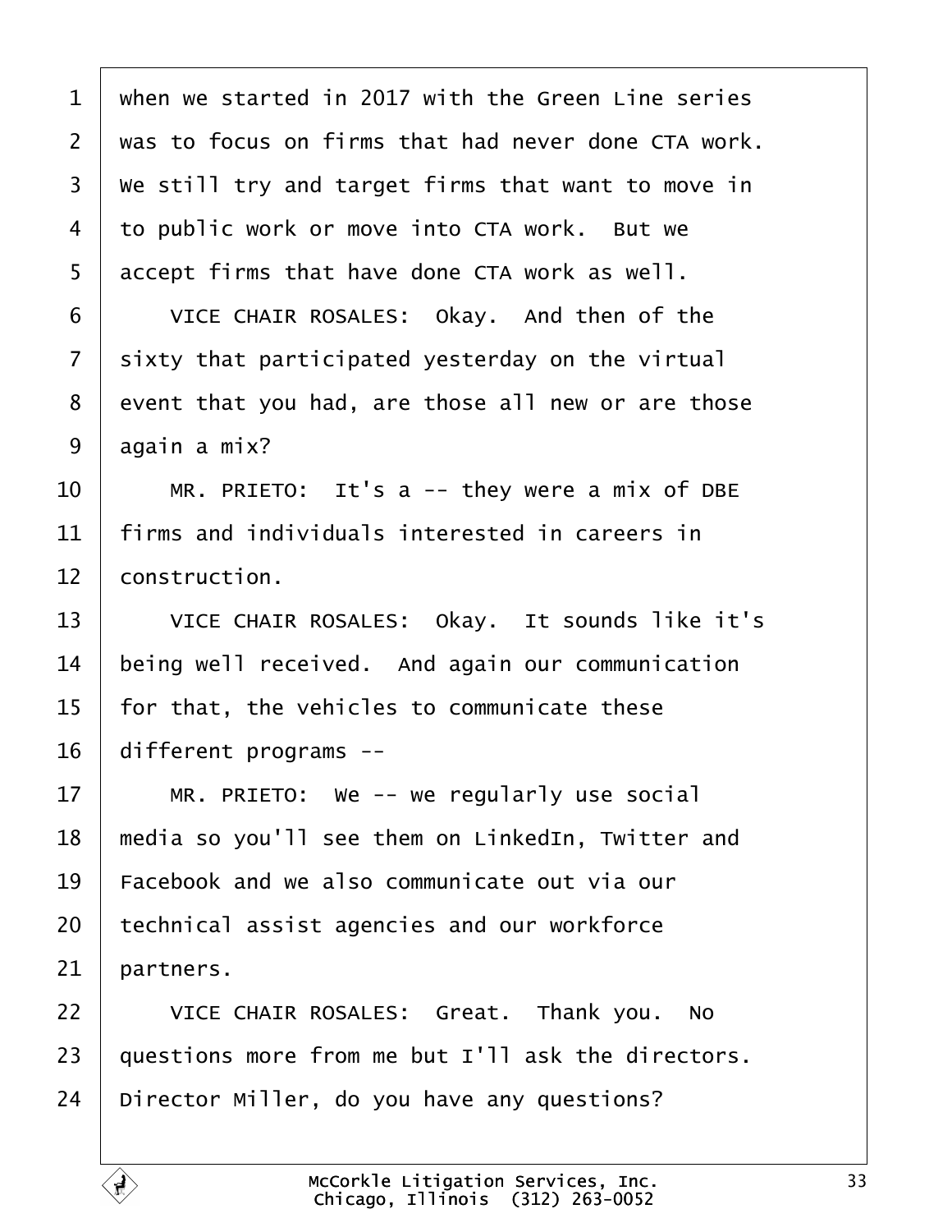when we started in 2017 with the Green Line series was to focus on firms that had never done CTA work. We still try and target firms that want to move in to public work or move into CTA work. But we accept firms that have done CTA work as well.

VICE CHAIR ROSALES: Okay. And then of the sixty that participated yesterday on the virtual event that you had, are those all new or are those again a mix?

MR. PRIETO: It's a -- they were a mix of DBE firms and individuals interested in careers in construction.

VICE CHAIR ROSALES: Okay. It sounds like it's being well received. And again our communication for that, the vehicles to communicate these different programs --

MR. PRIETO: We -- we regularly use social media so you'll see them on LinkedIn, Twitter and Facebook and we also communicate out via our technical assist agencies and our workforce partners.

VICE CHAIR ROSALES: Great. Thank you. No questions more from me but I'll ask the directors. Director Miller, do you have any questions?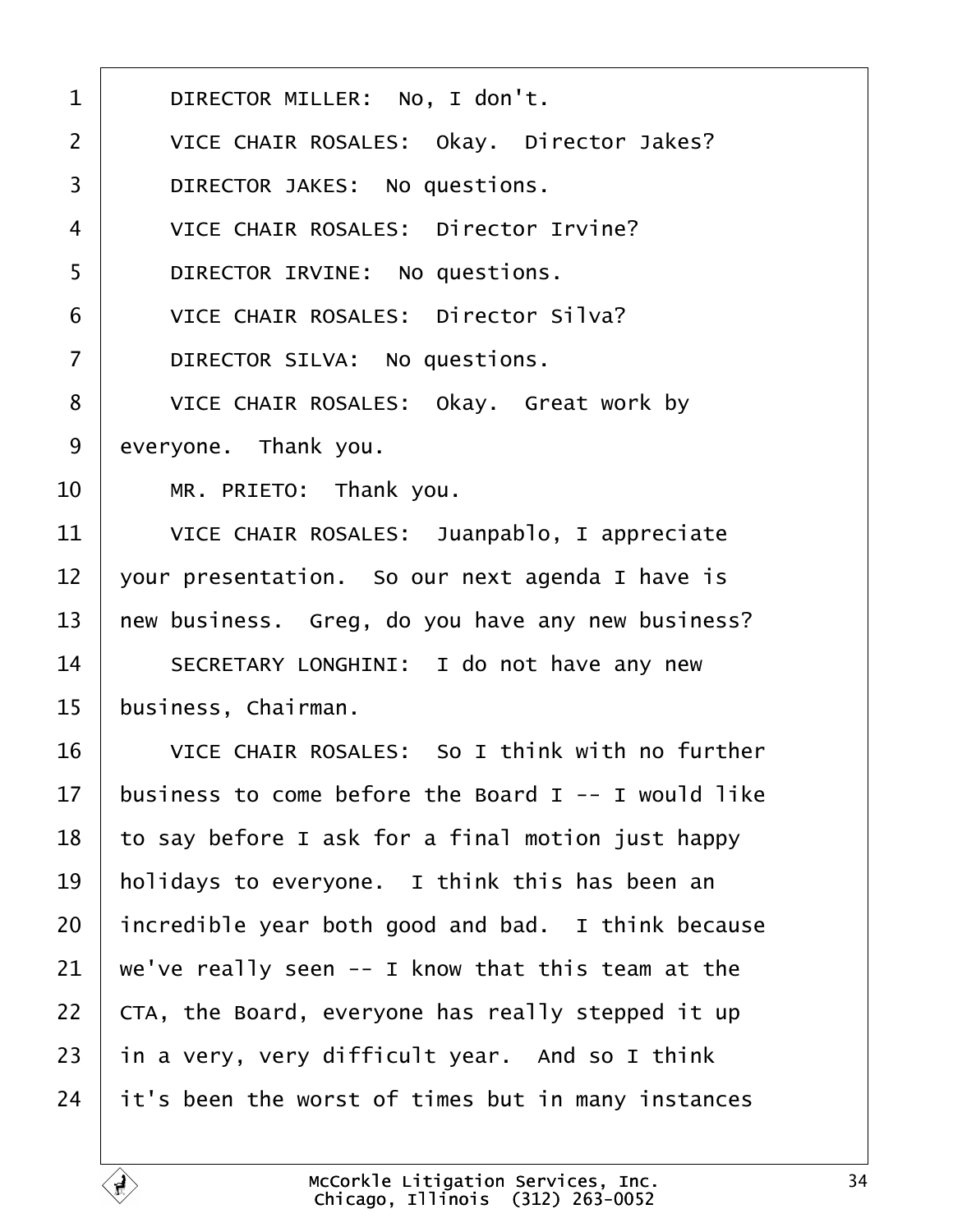1 DIRECTOR MILLER: No, I don't.

2 VICE CHAIR ROSALES: Okay. Director Jakes?

3 DIRECTOR JAKES: No questions.

4 VICE CHAIR ROSALES: Director Irvine?

5 DIRECTOR IRVINE: No questions.

6 VICE CHAIR ROSALES: Director Silva?

7 DIRECTOR SILVA: No questions.

8 VICE CHAIR ROSALES: Okay. Great work by

9 everyone. Thank you.

10 MR. PRIETO: Thank you.

11 VICE CHAIR ROSALES: Juanpablo, I appreciate

12 your presentation. So our next agenda I have is

13 new business. Greg, do you have any new business?

14 SECRETARY LONGHINI: I do not have any new

15 business, Chairman.

16 VICE CHAIR ROSALES: So I think with no further

17 business to come before the Board I -- I would like

18 to say before I ask for a final motion just happy

19 holidays to everyone. I think this has been an

20 incredible year both good and bad. I think because

21 we've really seen -- I know that this team at the

22 CTA, the Board, everyone has really stepped it up

23 in a very, very difficult year. And so I think

24 it's been the worst of times but in many instances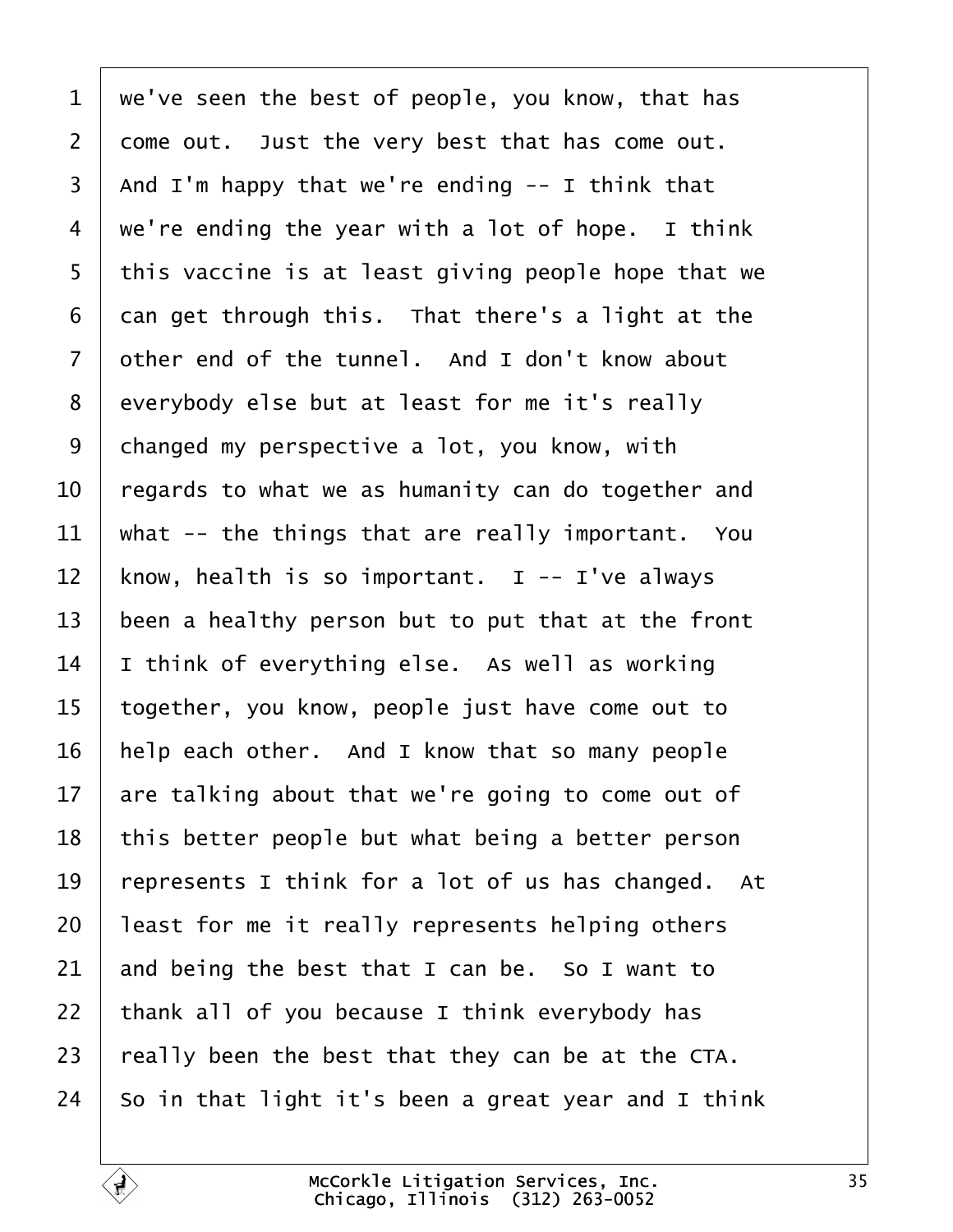1 we've seen the best of people, you know, that has
2 come out. Just the very best that has come out.
3 And I'm happy that we're ending -- I think that
4 we're ending the year with a lot of hope. I think
5 this vaccine is at least giving people hope that we
6 can get through this. That there's a light at the
7 other end of the tunnel. And I don't know about
8 everybody else but at least for me it's really
9 changed my perspective a lot, you know, with
10 regards to what we as humanity can do together and
11 what -- the things that are really important. You
12 know, health is so important. I -- I've always
13 been a healthy person but to put that at the front
14 I think of everything else. As well as working
15 together, you know, people just have come out to
16 help each other. And I know that so many people
17 are talking about that we're going to come out of
18 this better people but what being a better person
19 represents I think for a lot of us has changed. At
20 least for me it really represents helping others
21 and being the best that I can be. So I want to
22 thank all of you because I think everybody has
23 really been the best that they can be at the CTA.
24 So in that light it's been a great year and I think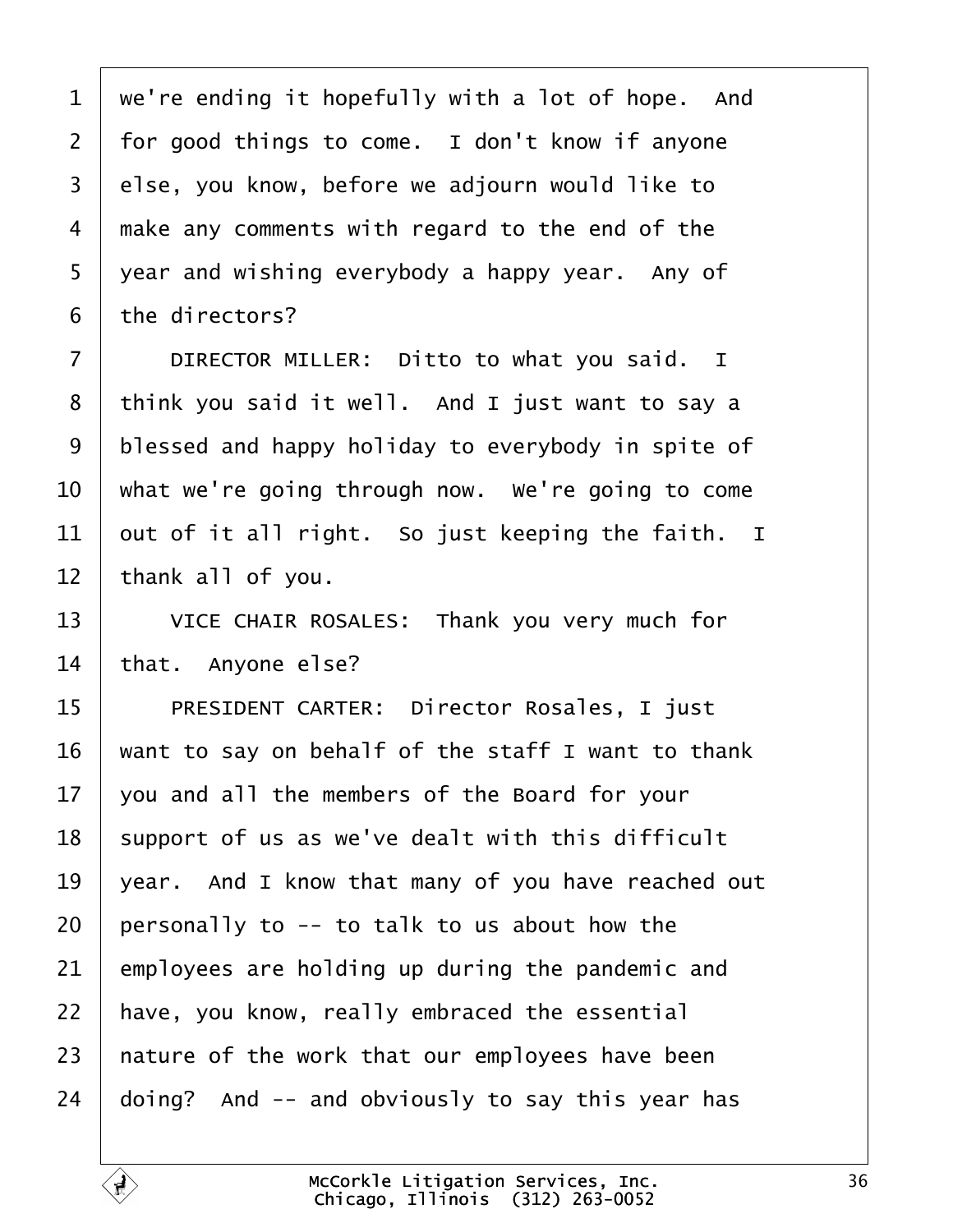we're ending it hopefully with a lot of hope. And for good things to come. I don't know if anyone else, you know, before we adjourn would like to make any comments with regard to the end of the year and wishing everybody a happy year. Any of the directors?

DIRECTOR MILLER: Ditto to what you said. I think you said it well. And I just want to say a blessed and happy holiday to everybody in spite of what we're going through now. We're going to come out of it all right. So just keeping the faith. I thank all of you.

VICE CHAIR ROSALES: Thank you very much for that. Anyone else?

PRESIDENT CARTER: Director Rosales, I just want to say on behalf of the staff I want to thank you and all the members of the Board for your support of us as we've dealt with this difficult year. And I know that many of you have reached out personally to -- to talk to us about how the employees are holding up during the pandemic and have, you know, really embraced the essential nature of the work that our employees have been doing? And -- and obviously to say this year has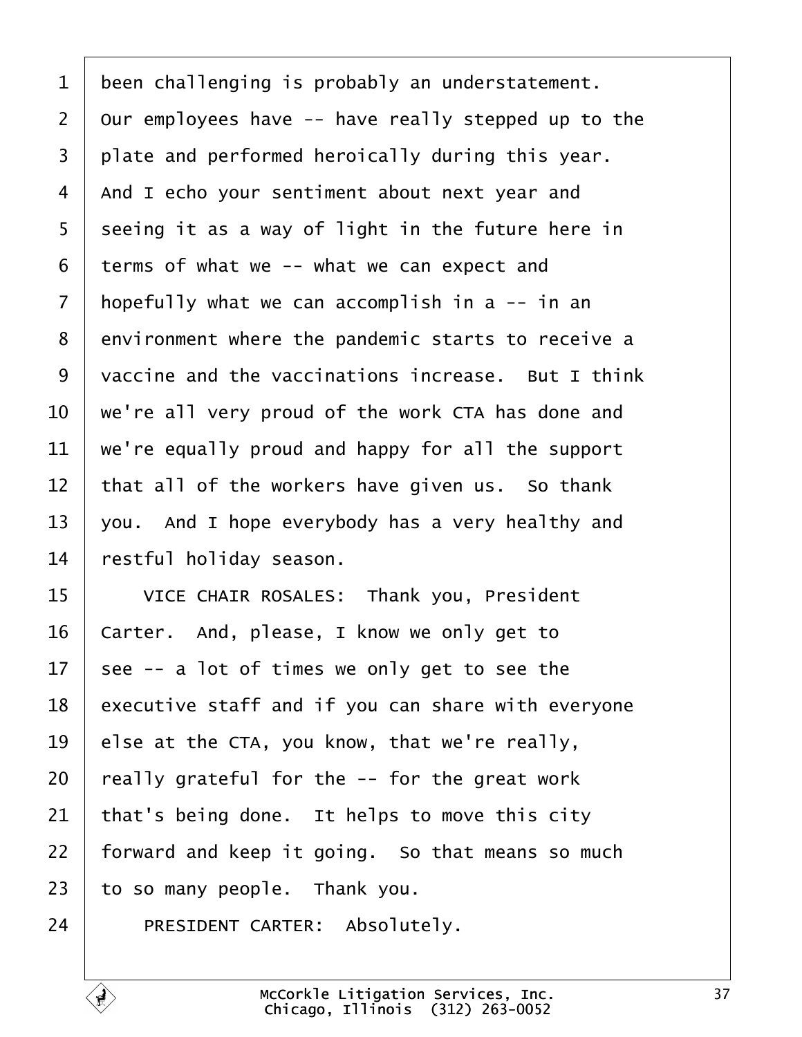been challenging is probably an understatement. Our employees have -- have really stepped up to the plate and performed heroically during this year. And I echo your sentiment about next year and seeing it as a way of light in the future here in terms of what we -- what we can expect and hopefully what we can accomplish in a -- in an environment where the pandemic starts to receive a vaccine and the vaccinations increase. But I think we're all very proud of the work CTA has done and we're equally proud and happy for all the support that all of the workers have given us. So thank you. And I hope everybody has a very healthy and restful holiday season.

VICE CHAIR ROSALES: Thank you, President Carter. And, please, I know we only get to see -- a lot of times we only get to see the executive staff and if you can share with everyone else at the CTA, you know, that we're really, really grateful for the -- for the great work that's being done. It helps to move this city forward and keep it going. So that means so much to so many people. Thank you.

PRESIDENT CARTER: Absolutely.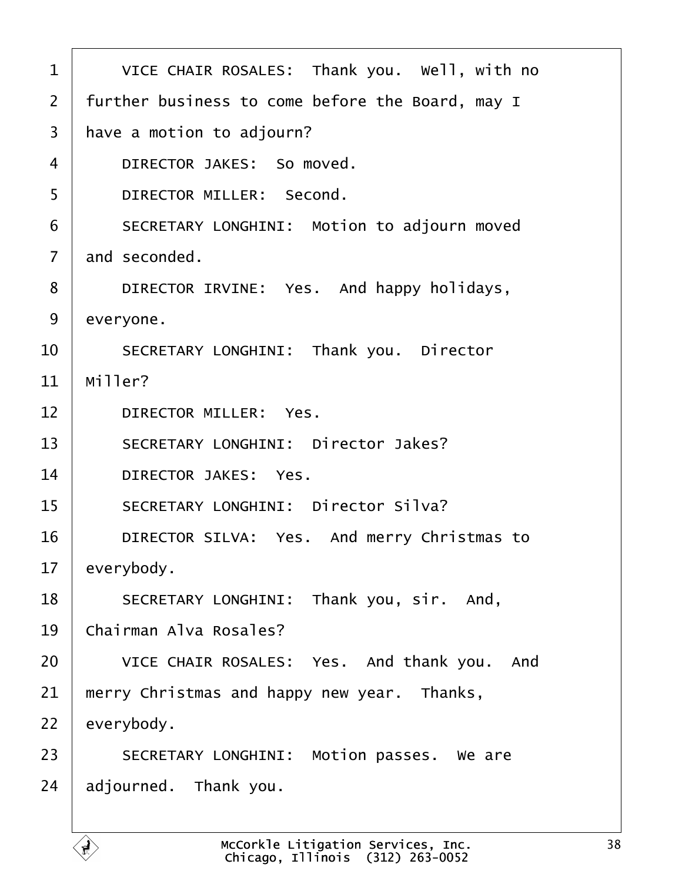1 VICE CHAIR ROSALES: Thank you. Well, with no
2 further business to come before the Board, may I
3 have a motion to adjourn?
4 DIRECTOR JAKES: So moved.
5 DIRECTOR MILLER: Second.
6 SECRETARY LONGHINI: Motion to adjourn moved
7 and seconded.
8 DIRECTOR IRVINE: Yes. And happy holidays,
9 everyone.
10 SECRETARY LONGHINI: Thank you. Director
11 Miller?
12 DIRECTOR MILLER: Yes.
13 SECRETARY LONGHINI: Director Jakes?
14 DIRECTOR JAKES: Yes.
15 SECRETARY LONGHINI: Director Silva?
16 DIRECTOR SILVA: Yes. And merry Christmas to
17 everybody.
18 SECRETARY LONGHINI: Thank you, sir. And,
19 Chairman Alva Rosales?
20 VICE CHAIR ROSALES: Yes. And thank you. And
21 merry Christmas and happy new year. Thanks,
22 everybody.
23 SECRETARY LONGHINI: Motion passes. We are
24 adjourned. Thank you.

McCorkle Litigation Services, Inc.
Chicago, Illinois (312) 263-0052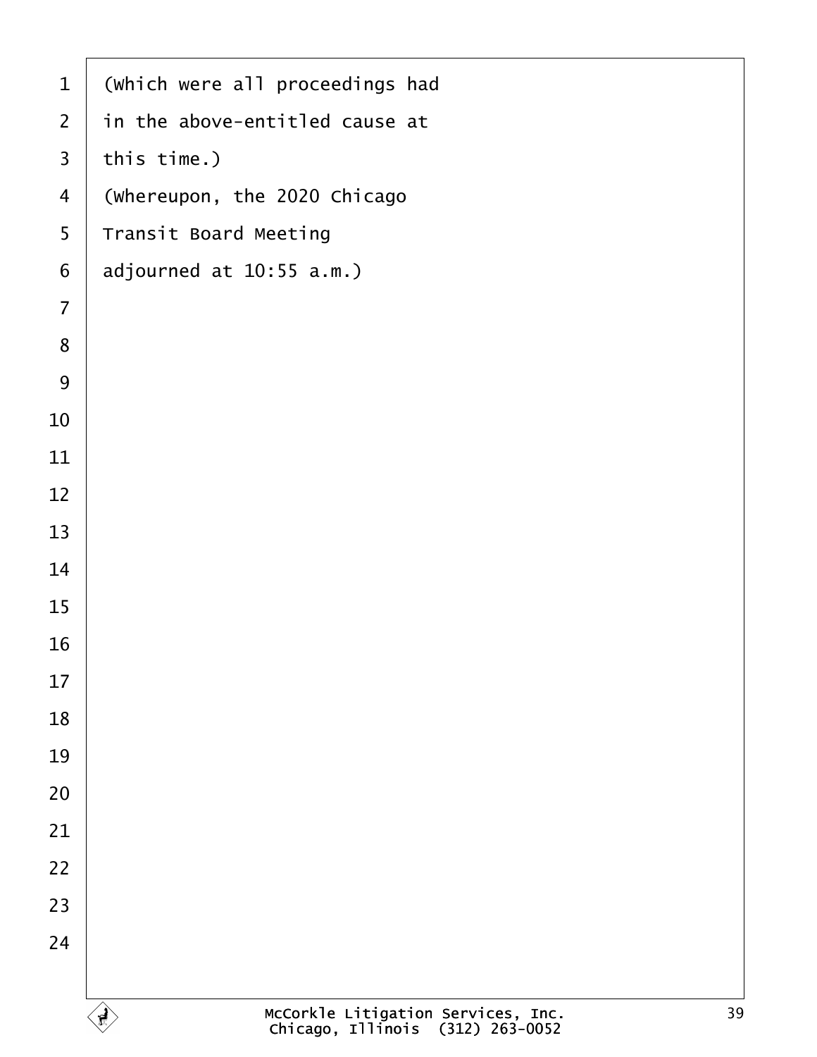(Which were all proceedings had
in the above-entitled cause at
this time.)
(Whereupon, the 2020 Chicago
Transit Board Meeting
adjourned at 10:55 a.m.)

McCorkle Litigation Services, Inc.
Chicago, Illinois (312) 263-0052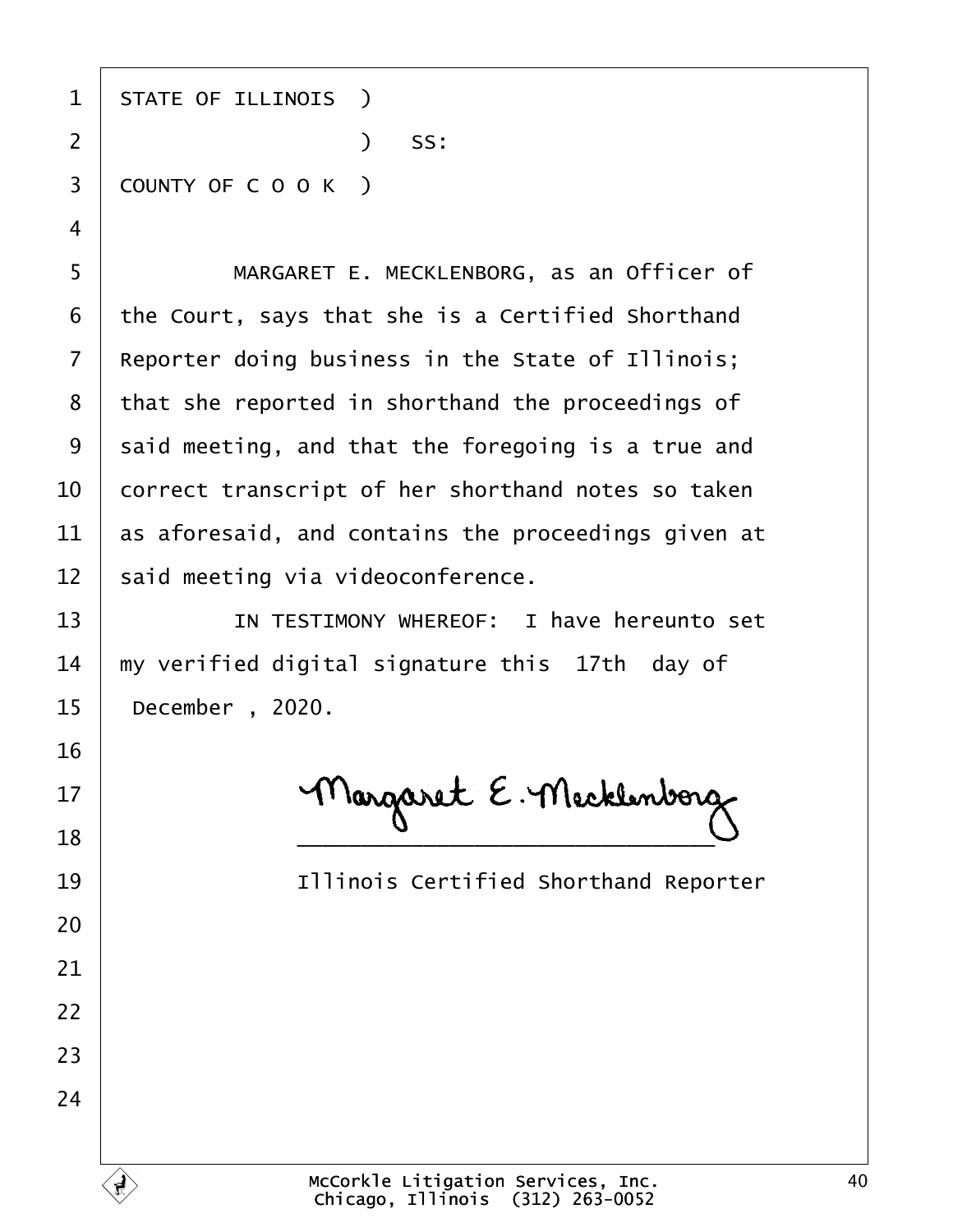STATE OF ILLINOIS )
                  ) SS:
COUNTY OF C O O K )

MARGARET E. MECKLENBORG, as an Officer of the Court, says that she is a Certified Shorthand Reporter doing business in the State of Illinois; that she reported in shorthand the proceedings of said meeting, and that the foregoing is a true and correct transcript of her shorthand notes so taken as aforesaid, and contains the proceedings given at said meeting via videoconference.

IN TESTIMONY WHEREOF: I have hereunto set my verified digital signature this 17th day of December , 2020.

Margaret E. Mecklenborg
_____________________________

Illinois Certified Shorthand Reporter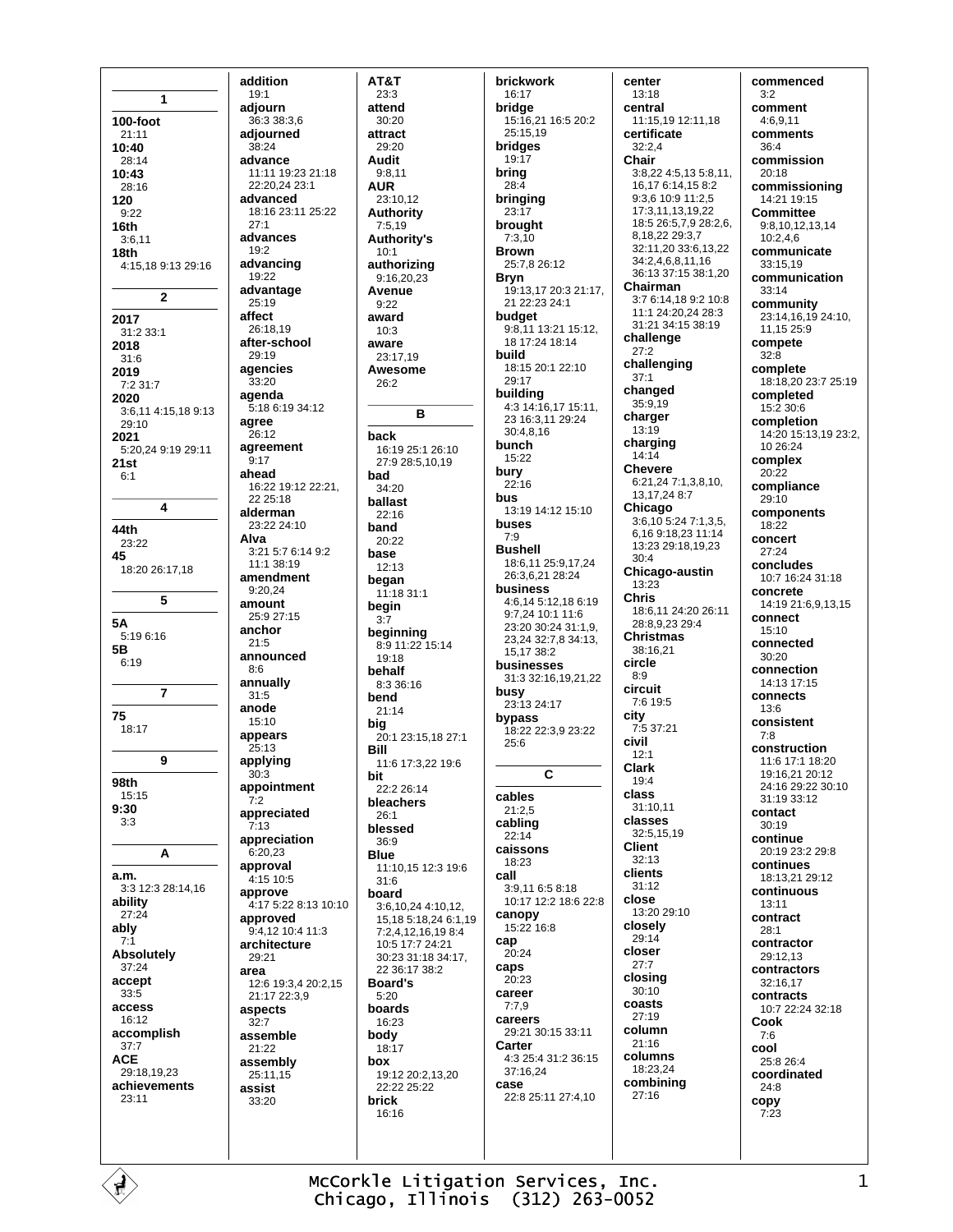**1**

**100-foot**
21:11
**10:40**
28:14
**10:43**
28:16
**120**
9:22
**16th**
3:6,11
**18th**
4:15,18 9:13 29:16

**2**

**2017**
31:2 33:1
**2018**
31:6
**2019**
7:2 31:7
**2020**
3:6,11 4:15,18 9:13 29:10
**2021**
5:20,24 9:19 29:11
**21st**
6:1

**4**

**44th**
23:22
**45**
18:20 26:17,18

**5**

**5A**
5:19 6:16
**5B**
6:19

**7**

**75**
18:17

**9**

**98th**
15:15
**9:30**
3:3

**A**

**a.m.**
3:3 12:3 28:14,16
**ability**
27:24
**ably**
7:1
**Absolutely**
37:24
**accept**
33:5
**access**
16:12
**accomplish**
37:7
**ACE**
29:18,19,23
**achievements**
23:11
**addition**
19:1
**adjourn**
36:3 38:3,6
**adjourned**
38:24
**advance**
11:11 19:23 21:18 22:20,24 23:1
**advanced**
18:16 23:11 25:22 27:1
**advances**
19:2
**advancing**
19:22
**advantage**
25:19
**affect**
26:18,19
**after-school**
29:19
**agencies**
33:20
**agenda**
5:18 6:19 34:12
**agree**
26:12
**agreement**
9:17
**ahead**
16:22 19:12 22:21, 22 25:18
**alderman**
23:22 24:10
**Alva**
3:21 5:7 6:14 9:2 11:1 38:19
**amendment**
9:20,24
**amount**
25:9 27:15
**anchor**
21:5
**announced**
8:6
**annually**
31:5
**anode**
15:10
**appears**
25:13
**applying**
30:3
**appointment**
7:2
**appreciated**
7:13
**appreciation**
6:20,23
**approval**
4:15 10:5
**approve**
4:17 5:22 8:13 10:10
**approved**
9:4,12 10:4 11:3
**architecture**
29:21
**area**
12:6 19:3,4 20:2,15 21:17 22:3,9
**aspects**
32:7
**assemble**
21:22
**assembly**
25:11,15
**assist**
33:20
**AT&T**
23:3
**attend**
30:20
**attract**
29:20
**Audit**
9:8,11
**AUR**
23:10,12
**Authority**
7:5,19
**Authority's**
10:1
**authorizing**
9:16,20,23
**Avenue**
9:22
**award**
10:3
**aware**
23:17,19
**Awesome**
26:2

**B**

**back**
16:19 25:1 26:10 27:9 28:5,10,19
**bad**
34:20
**ballast**
22:16
**band**
20:22
**base**
12:13
**began**
11:18 31:1
**begin**
3:7
**beginning**
8:9 11:22 15:14 19:18
**behalf**
8:3 36:16
**bend**
21:14
**big**
20:1 23:15,18 27:1
**Bill**
11:6 17:3,22 19:6
**bit**
22:2 26:14
**bleachers**
26:1
**blessed**
36:9
**Blue**
11:10,15 12:3 19:6 31:6
**board**
3:6,10,24 4:10,12, 15,18 5:18,24 6:1,19 7:2,4,12,16,19 8:4 10:5 17:7 24:21 30:23 31:18 34:17, 22 36:17 38:2
**Board's**
5:20
**boards**
16:23
**body**
18:17
**box**
19:12 20:2,13,20 22:22 25:22
**brick**
16:16
**brickwork**
16:17
**bridge**
15:16,21 16:5 20:2 25:15,19
**bridges**
19:17
**bring**
28:4
**bringing**
23:17
**brought**
7:3,10
**Brown**
25:7,8 26:12
**Bryn**
19:13,17 20:3 21:17, 21 22:23 24:1
**budget**
9:8,11 13:21 15:12, 18 17:24 18:14
**build**
18:15 20:1 22:10 29:17
**building**
4:3 14:16,17 15:11, 23 16:3,11 29:24 30:4,8,16
**bunch**
15:22
**bury**
22:16
**bus**
13:19 14:12 15:10
**buses**
7:9
**Bushell**
18:6,11 25:9,17,24 26:3,6,21 28:24
**business**
4:6,14 5:12,18 6:19 9:7,24 10:1 11:6 23:20 30:24 31:1,9, 23,24 32:7,8 34:13, 15,17 38:2
**businesses**
31:3 32:16,19,21,22
**busy**
23:13 24:17
**bypass**
18:22 22:3,9 23:22 25:6

**C**

**cables**
21:2,5
**cabling**
22:14
**caissons**
18:23
**call**
3:9,11 6:5 8:18 10:17 12:2 18:6 22:8
**canopy**
15:22 16:8
**cap**
20:24
**caps**
20:23
**career**
7:7,9
**careers**
29:21 30:15 33:11
**Carter**
4:3 25:4 31:2 36:15 37:16,24
**case**
22:8 25:11 27:4,10
**center**
13:18
**central**
11:15,19 12:11,18
**certificate**
32:2,4
**Chair**
3:8,22 4:5,13 5:8,11, 16,17 6:14,15 8:2 9:3,6 10:9 11:2,5 17:3,11,13,19,22 18:5 26:5,7,9 28:2,6, 8,18,22 29:3,7 32:11,20 33:6,13,22 34:2,4,6,8,11,16 36:13 37:15 38:1,20
**Chairman**
3:7 6:14,18 9:2 10:8 11:1 24:20,24 28:3 31:21 34:15 38:19
**challenge**
27:2
**challenging**
37:1
**changed**
35:9,19
**charger**
13:19
**charging**
14:14
**Chevere**
6:21,24 7:1,3,8,10, 13,17,24 8:7
**Chicago**
3:6,10 5:24 7:1,3,5, 6,16 9:18,23 11:14 13:23 29:18,19,23 30:4
**Chicago-austin**
13:23
**Chris**
18:6,11 24:20 26:11 28:8,9,23 29:4
**Christmas**
38:16,21
**circle**
8:9
**circuit**
7:6 19:5
**city**
7:5 37:21
**civil**
12:1
**Clark**
19:4
**class**
31:10,11
**classes**
32:5,15,19
**Client**
32:13
**clients**
31:12
**close**
13:20 29:10
**closely**
29:14
**closer**
27:7
**closing**
30:10
**coasts**
27:19
**column**
21:16
**columns**
18:23,24
**combining**
27:16
**commenced**
3:2
**comment**
4:6,9,11
**comments**
36:4
**commission**
20:18
**commissioning**
14:21 19:15
**Committee**
9:8,10,12,13,14 10:2,4,6
**communicate**
33:15,19
**communication**
33:14
**community**
23:14,16,19 24:10, 11,15 25:9
**compete**
32:8
**complete**
18:18,20 23:7 25:19
**completed**
15:2 30:6
**completion**
14:20 15:13,19 23:2, 10 26:24
**complex**
20:22
**compliance**
29:10
**components**
18:22
**concert**
27:24
**concludes**
10:7 16:24 31:18
**concrete**
14:19 21:6,9,13,15
**connect**
15:10
**connected**
30:20
**connection**
14:13 17:15
**connects**
13:6
**consistent**
7:8
**construction**
11:6 17:1 18:20 19:16,21 20:12 24:16 29:22 30:10 31:19 33:12
**contact**
30:19
**continue**
20:19 23:2 29:8
**continues**
18:13,21 29:12
**continuous**
13:11
**contract**
28:1
**contractor**
29:12,13
**contractors**
32:16,17
**contracts**
10:7 22:24 32:18
**Cook**
7:6
**cool**
25:8 26:4
**coordinated**
24:8
**copy**
7:23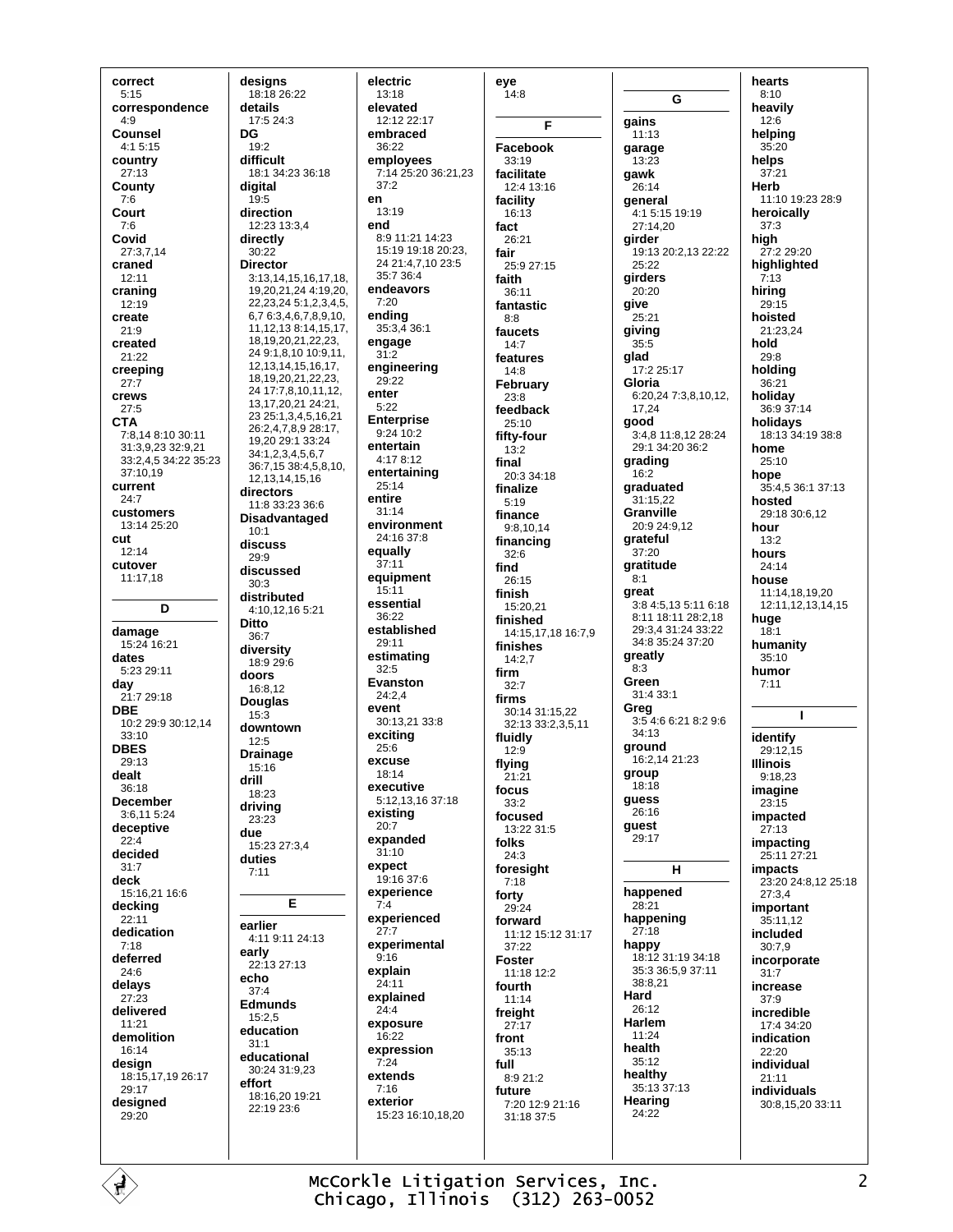**correct**
5:15
**correspondence**
4:9
**Counsel**
4:1 5:15
**country**
27:13
**County**
7:6
**Court**
7:6
**Covid**
27:3,7,14
**craned**
12:11
**craning**
12:19
**create**
21:9
**created**
21:22
**creeping**
27:7
**crews**
27:5
**CTA**
7:8,14 8:10 30:11 31:3,9,23 32:9,21 33:2,4,5 34:22 35:23 37:10,19
**current**
24:7
**customers**
13:14 25:20
**cut**
12:14
**cutover**
11:17,18

## D

**damage**
15:24 16:21
**dates**
5:23 29:11
**day**
21:7 29:18
**DBE**
10:2 29:9 30:12,14 33:10
**DBES**
29:13
**dealt**
36:18
**December**
3:6,11 5:24
**deceptive**
22:4
**decided**
31:7
**deck**
15:16,21 16:6
**decking**
22:11
**dedication**
7:18
**deferred**
24:6
**delays**
27:23
**delivered**
11:21
**demolition**
16:14
**design**
18:15,17,19 26:17 29:17
**designed**
29:20
**designs**
18:18 26:22
**details**
17:5 24:3
**DG**
19:2
**difficult**
18:1 34:23 36:18
**digital**
19:5
**direction**
12:23 13:3,4
**directly**
30:22
**Director**
3:13,14,15,16,17,18, 19,20,21,24 4:19,20, 22,23,24 5:1,2,3,4,5, 6,7 6:3,4,6,7,8,9,10, 11,12,13 8:14,15,17, 18,19,20,21,22,23, 24 9:1,8,10 10:9,11, 12,13,14,15,16,17, 18,19,20,21,22,23, 24 17:7,8,10,11,12, 13,17,20,21 24:21, 23 25:1,3,4,5,16,21 26:2,4,7,8,9 28:17, 19,20 29:1 33:24 34:1,2,3,4,5,6,7 36:7,15 38:4,5,8,10, 12,13,14,15,16
**directors**
11:8 33:23 36:6
**Disadvantaged**
10:1
**discuss**
29:9
**discussed**
30:3
**distributed**
4:10,12,16 5:21
**Ditto**
36:7
**diversity**
18:9 29:6
**doors**
16:8,12
**Douglas**
15:3
**downtown**
12:5
**Drainage**
15:16
**drill**
18:23
**driving**
23:23
**due**
15:23 27:3,4
**duties**
7:11

## E

**earlier**
4:11 9:11 24:13
**early**
22:13 27:13
**echo**
37:4
**Edmunds**
15:2,5
**education**
31:1
**educational**
30:24 31:9,23
**effort**
18:16,20 19:21 22:19 23:6
**electric**
13:18
**elevated**
12:12 22:17
**embraced**
36:22
**employees**
7:14 25:20 36:21,23 37:2
**en**
13:19
**end**
8:9 11:21 14:23 15:19 19:18 20:23, 24 21:4,7,10 23:5 35:7 36:4
**endeavors**
7:20
**ending**
35:3,4 36:1
**engage**
31:2
**engineering**
29:22
**enter**
5:22
**Enterprise**
9:24 10:2
**entertain**
4:17 8:12
**entertaining**
25:14
**entire**
31:14
**environment**
24:16 37:8
**equally**
37:11
**equipment**
15:11
**essential**
36:22
**established**
29:11
**estimating**
32:5
**Evanston**
24:2,4
**event**
30:13,21 33:8
**exciting**
25:6
**excuse**
18:14
**executive**
5:12,13,16 37:18
**existing**
20:7
**expanded**
31:10
**expect**
19:16 37:6
**experience**
7:4
**experienced**
27:7
**experimental**
9:16
**explain**
24:11
**explained**
24:4
**exposure**
16:22
**expression**
7:24
**extends**
7:16
**exterior**
15:23 16:10,18,20
**eye**
14:8

## F

**Facebook**
33:19
**facilitate**
12:4 13:16
**facility**
16:13
**fact**
26:21
**fair**
25:9 27:15
**faith**
36:11
**fantastic**
8:8
**faucets**
14:7
**features**
14:8
**February**
23:8
**feedback**
25:10
**fifty-four**
13:2
**final**
20:3 34:18
**finalize**
5:19
**finance**
9:8,10,14
**financing**
32:6
**find**
26:15
**finish**
15:20,21
**finished**
14:15,17,18 16:7,9
**finishes**
14:2,7
**firm**
32:7
**firms**
30:14 31:15,22 32:13 33:2,3,5,11
**fluidly**
12:9
**flying**
21:21
**focus**
33:2
**focused**
13:22 31:5
**folks**
24:3
**foresight**
7:18
**forty**
29:24
**forward**
11:12 15:12 31:17 37:22
**Foster**
11:18 12:2
**fourth**
11:14
**freight**
27:17
**front**
35:13
**full**
8:9 21:2
**future**
7:20 12:9 21:16 31:18 37:5

## G

**gains**
11:13
**garage**
13:23
**gawk**
26:14
**general**
4:1 5:15 19:19 27:14,20
**girder**
19:13 20:2,13 22:22 25:22
**girders**
20:20
**give**
25:21
**giving**
35:5
**glad**
17:2 25:17
**Gloria**
6:20,24 7:3,8,10,12, 17,24
**good**
3:4,8 11:8,12 28:24 29:1 34:20 36:2
**grading**
16:2
**graduated**
31:15,22
**Granville**
20:9 24:9,12
**grateful**
37:20
**gratitude**
8:1
**great**
3:8 4:5,13 5:11 6:18 8:11 18:11 28:2,18 29:3,4 31:24 33:22 34:8 35:24 37:20
**greatly**
8:3
**Green**
31:4 33:1
**Greg**
3:5 4:6 6:21 8:2 9:6 34:13
**ground**
16:2,14 21:23
**group**
18:18
**guess**
26:16
**guest**
29:17

## H

**happened**
28:21
**happening**
27:18
**happy**
18:12 31:19 34:18 35:3 36:5,9 37:11 38:8,21
**Hard**
26:12
**Harlem**
11:24
**health**
35:12
**healthy**
35:13 37:13
**Hearing**
24:22
**hearts**
8:10
**heavily**
12:6
**helping**
35:20
**helps**
37:21
**Herb**
11:10 19:23 28:9
**heroically**
37:3
**high**
27:2 29:20
**highlighted**
7:13
**hiring**
29:15
**hoisted**
21:23,24
**hold**
29:8
**holding**
36:21
**holiday**
36:9 37:14
**holidays**
18:13 34:19 38:8
**home**
25:10
**hope**
35:4,5 36:1 37:13
**hosted**
29:18 30:6,12
**hour**
13:2
**hours**
24:14
**house**
11:14,18,19,20 12:11,12,13,14,15
**huge**
18:1
**humanity**
35:10
**humor**
7:11

## I

**identify**
29:12,15
**Illinois**
9:18,23
**imagine**
23:15
**impacted**
27:13
**impacting**
25:11 27:21
**impacts**
23:20 24:8,12 25:18 27:3,4
**important**
35:11,12
**included**
30:7,9
**incorporate**
31:7
**increase**
37:9
**incredible**
17:4 34:20
**indication**
22:20
**individual**
21:11
**individuals**
30:8,15,20 33:11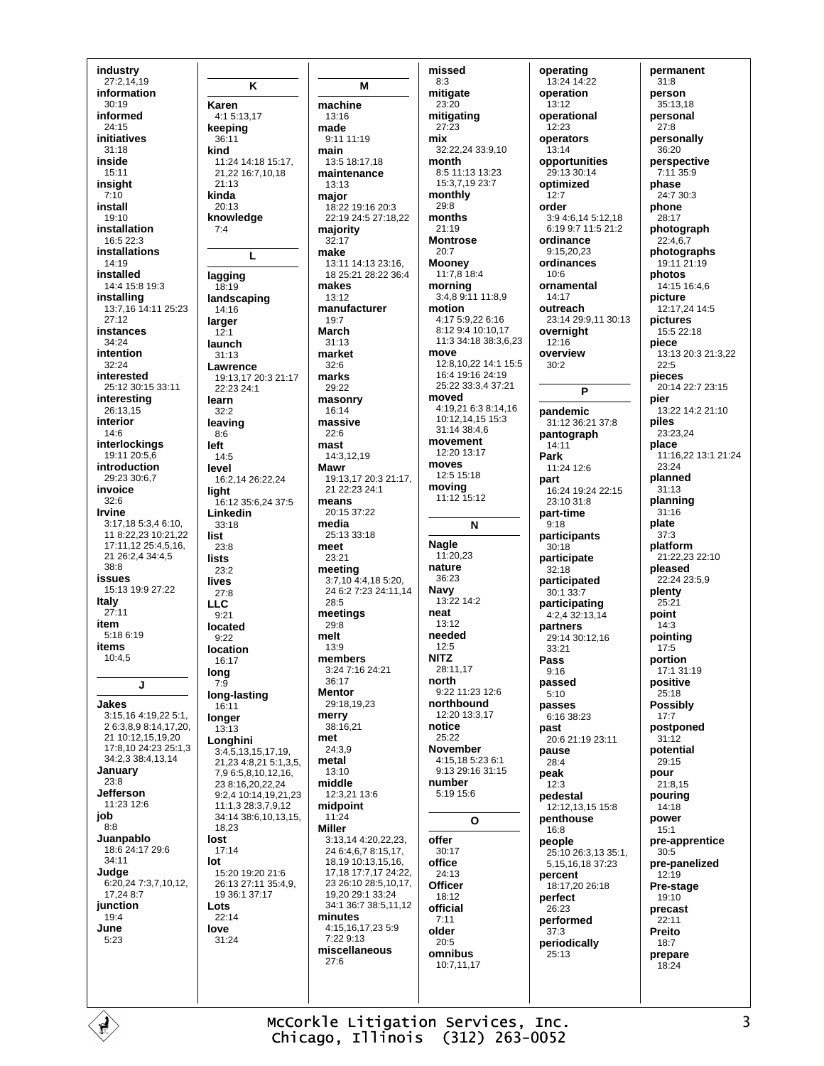**industry**
27:2,14,19
**information**
30:19
**informed**
24:15
**initiatives**
31:18
**inside**
15:11
**insight**
7:10
**install**
19:10
**installation**
16:5 22:3
**installations**
14:19
**installed**
14:4 15:8 19:3
**installing**
13:7,16 14:11 25:23 27:12
**instances**
34:24
**intention**
32:24
**interested**
25:12 30:15 33:11
**interesting**
26:13,15
**interior**
14:6
**interlockings**
19:11 20:5,6
**introduction**
29:23 30:6,7
**invoice**
32:6
**Irvine**
3:17,18 5:3,4 6:10, 11 8:22,23 10:21,22 17:11,12 25:4,5,16, 21 26:2,4 34:4,5 38:8
**issues**
15:13 19:9 27:22
**Italy**
27:11
**item**
5:18 6:19
**items**
10:4,5

## J

**Jakes**
3:15,16 4:19,22 5:1, 2 6:3,8,9 8:14,17,20, 21 10:12,15,19,20 17:8,10 24:23 25:1,3 34:2,3 38:4,13,14
**January**
23:8
**Jefferson**
11:23 12:6
**job**
8:8
**Juanpablo**
18:6 24:17 29:6 34:11
**Judge**
6:20,24 7:3,7,10,12, 17,24 8:7
**junction**
19:4
**June**
5:23

## K

**Karen**
4:1 5:13,17
**keeping**
36:11
**kind**
11:24 14:18 15:17, 21,22 16:7,10,18 21:13
**kinda**
20:13
**knowledge**
7:4

## L

**lagging**
18:19
**landscaping**
14:16
**larger**
12:1
**launch**
31:13
**Lawrence**
19:13,17 20:3 21:17 22:23 24:1
**learn**
32:2
**leaving**
8:6
**left**
14:5
**level**
16:2,14 26:22,24
**light**
16:12 35:6,24 37:5
**Linkedin**
33:18
**list**
23:8
**lists**
23:2
**lives**
27:8
**LLC**
9:21
**located**
9:22
**location**
16:17
**long**
7:9
**long-lasting**
16:11
**longer**
13:13
**Longhini**
3:4,5,13,15,17,19, 21,23 4:8,21 5:1,3,5, 7,9 6:5,8,10,12,16, 23 8:16,20,22,24 9:2,4 10:14,19,21,23 11:1,3 28:3,7,9,12 34:14 38:6,10,13,15, 18,23
**lost**
17:14
**lot**
15:20 19:20 21:6 26:13 27:11 35:4,9, 19 36:1 37:17
**Lots**
22:14
**love**
31:24

## M

**machine**
13:16
**made**
9:11 11:19
**main**
13:5 18:17,18
**maintenance**
13:13
**major**
18:22 19:16 20:3 22:19 24:5 27:18,22
**majority**
32:17
**make**
13:11 14:13 23:16, 18 25:21 28:22 36:4
**makes**
13:12
**manufacturer**
19:7
**March**
31:13
**market**
32:6
**marks**
29:22
**masonry**
16:14
**massive**
22:6
**mast**
14:3,12,19
**Mawr**
19:13,17 20:3 21:17, 21 22:23 24:1
**means**
20:15 37:22
**media**
25:13 33:18
**meet**
23:21
**meeting**
3:7,10 4:4,18 5:20, 24 6:2 7:23 24:11,14 28:5
**meetings**
29:8
**melt**
13:9
**members**
3:24 7:16 24:21 36:17
**Mentor**
29:18,19,23
**merry**
38:16,21
**met**
24:3,9
**metal**
13:10
**middle**
12:3,21 13:6
**midpoint**
11:24
**Miller**
3:13,14 4:20,22,23, 24 6:4,6,7 8:15,17, 18,19 10:13,15,16, 17,18 17:7,17 24:22, 23 26:10 28:5,10,17, 19,20 29:1 33:24 34:1 36:7 38:5,11,12
**minutes**
4:15,16,17,23 5:9 7:22 9:13
**miscellaneous**
27:6
**missed**
8:3
**mitigate**
23:20
**mitigating**
27:23
**mix**
32:22,24 33:9,10
**month**
8:5 11:13 13:23 15:3,7,19 23:7
**monthly**
29:8
**months**
21:19
**Montrose**
20:7
**Mooney**
11:7,8 18:4
**morning**
3:4,8 9:11 11:8,9
**motion**
4:17 5:9,22 6:16 8:12 9:4 10:10,17 11:3 34:18 38:3,6,23
**move**
12:8,10,22 14:1 15:5 16:4 19:16 24:19 25:22 33:3,4 37:21
**moved**
4:19,21 6:3 8:14,16 10:12,14,15 15:3 31:14 38:4,6
**movement**
12:20 13:17
**moves**
12:5 15:18
**moving**
11:12 15:12

## N

**Nagle**
11:20,23
**nature**
36:23
**Navy**
13:22 14:2
**neat**
13:12
**needed**
12:5
**NITZ**
28:11,17
**north**
9:22 11:23 12:6
**northbound**
12:20 13:3,17
**notice**
25:22
**November**
4:15,18 5:23 6:1 9:13 29:16 31:15
**number**
5:19 15:6

## O

**offer**
30:17
**office**
24:13
**Officer**
18:12
**official**
7:11
**older**
20:5
**omnibus**
10:7,11,17
**operating**
13:24 14:22
**operation**
13:12
**operational**
12:23
**operators**
13:14
**opportunities**
29:13 30:14
**optimized**
12:7
**order**
3:9 4:6,14 5:12,18 6:19 9:7 11:5 21:2
**ordinance**
9:15,20,23
**ordinances**
10:6
**ornamental**
14:17
**outreach**
23:14 29:9,11 30:13
**overnight**
12:16
**overview**
30:2

## P

**pandemic**
31:12 36:21 37:8
**pantograph**
14:11
**Park**
11:24 12:6
**part**
16:24 19:24 22:15 23:10 31:8
**part-time**
9:18
**participants**
30:18
**participate**
32:18
**participated**
30:1 33:7
**participating**
4:2,4 32:13,14
**partners**
29:14 30:12,16 33:21
**Pass**
9:16
**passed**
5:10
**passes**
6:16 38:23
**past**
20:6 21:19 23:11
**pause**
28:4
**peak**
12:3
**pedestal**
12:12,13,15 15:8
**penthouse**
16:8
**people**
25:10 26:3,13 35:1, 5,15,16,18 37:23
**percent**
18:17,20 26:18
**perfect**
26:23
**performed**
37:3
**periodically**
25:13
**permanent**
31:8
**person**
35:13,18
**personal**
27:8
**personally**
36:20
**perspective**
7:11 35:9
**phase**
24:7 30:3
**phone**
28:17
**photograph**
22:4,6,7
**photographs**
19:11 21:19
**photos**
14:15 16:4,6
**picture**
12:17,24 14:5
**pictures**
15:5 22:18
**piece**
13:13 20:3 21:3,22 22:5
**pieces**
20:14 22:7 23:15
**pier**
13:22 14:2 21:10
**piles**
23:23,24
**place**
11:16,22 13:1 21:24 23:24
**planned**
31:13
**planning**
31:16
**plate**
37:3
**platform**
21:22,23 22:10
**pleased**
22:24 23:5,9
**plenty**
25:21
**point**
14:3
**pointing**
17:5
**portion**
17:1 31:19
**positive**
25:18
**Possibly**
17:7
**postponed**
31:12
**potential**
29:15
**pour**
21:8,15
**pouring**
14:18
**power**
15:1
**pre-apprentice**
30:5
**pre-panelized**
12:19
**Pre-stage**
19:10
**precast**
22:11
**Preito**
18:7
**prepare**
18:24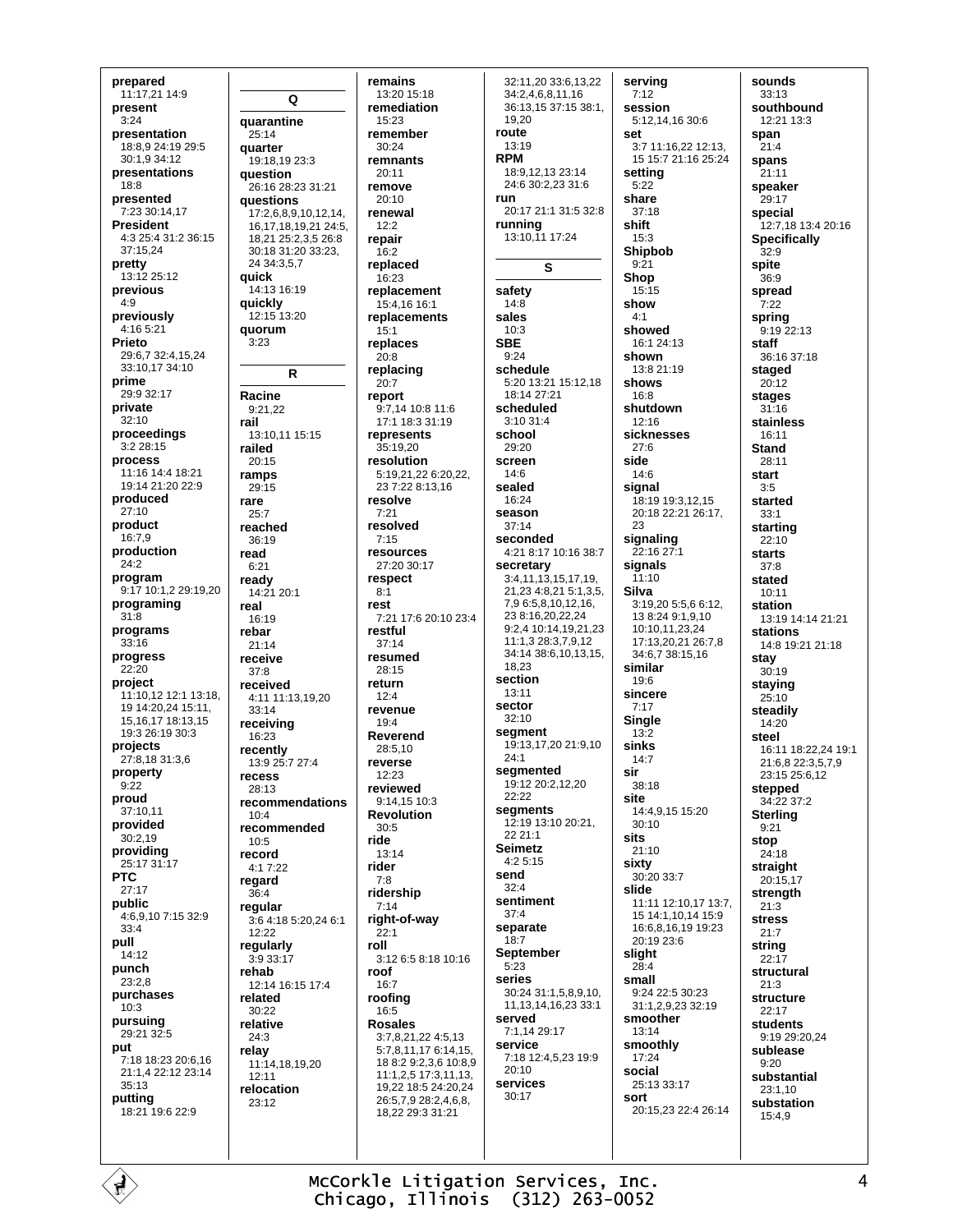**prepared**
11:17,21 14:9
**present**
3:24
**presentation**
18:8,9 24:19 29:5 30:1,9 34:12
**presentations**
18:8
**presented**
7:23 30:14,17
**President**
4:3 25:4 31:2 36:15 37:15,24
**pretty**
13:12 25:12
**previous**
4:9
**previously**
4:16 5:21
**Prieto**
29:6,7 32:4,15,24 33:10,17 34:10
**prime**
29:9 32:17
**private**
32:10
**proceedings**
3:2 28:15
**process**
11:16 14:4 18:21 19:14 21:20 22:9
**produced**
27:10
**product**
16:7,9
**production**
24:2
**program**
9:17 10:1,2 29:19,20
**programing**
31:8
**programs**
33:16
**progress**
22:20
**project**
11:10,12 12:1 13:18, 19 14:20,24 15:11, 15,16,17 18:13,15 19:3 26:19 30:3
**projects**
27:8,18 31:3,6
**property**
9:22
**proud**
37:10,11
**provided**
30:2,19
**providing**
25:17 31:17
**PTC**
27:17
**public**
4:6,9,10 7:15 32:9 33:4
**pull**
14:12
**punch**
23:2,8
**purchases**
10:3
**pursuing**
29:21 32:5
**put**
7:18 18:23 20:6,16 21:1,4 22:12 23:14 35:13
**putting**
18:21 19:6 22:9

## Q

**quarantine**
25:14
**quarter**
19:18,19 23:3
**question**
26:16 28:23 31:21
**questions**
17:2,6,8,9,10,12,14, 16,17,18,19,21 24:5, 18,21 25:2,3,5 26:8 30:18 31:20 33:23, 24 34:3,5,7
**quick**
14:13 16:19
**quickly**
12:15 13:20
**quorum**
3:23

## R

**Racine**
9:21,22
**rail**
13:10,11 15:15
**railed**
20:15
**ramps**
29:15
**rare**
25:7
**reached**
36:19
**read**
6:21
**ready**
14:21 20:1
**real**
16:19
**rebar**
21:14
**receive**
37:8
**received**
4:11 11:13,19,20 33:14
**receiving**
16:23
**recently**
13:9 25:7 27:4
**recess**
28:13
**recommendations**
10:4
**recommended**
10:5
**record**
4:1 7:22
**regard**
36:4
**regular**
3:6 4:18 5:20,24 6:1 12:22
**regularly**
3:9 33:17
**rehab**
12:14 16:15 17:4
**related**
30:22
**relative**
24:3
**relay**
11:14,18,19,20 12:11
**relocation**
23:12
**remains**
13:20 15:18
**remediation**
15:23
**remember**
30:24
**remnants**
20:11
**remove**
20:10
**renewal**
12:2
**repair**
16:2
**replaced**
16:23
**replacement**
15:4,16 16:1
**replacements**
15:1
**replaces**
20:8
**replacing**
20:7
**report**
9:7,14 10:8 11:6 17:1 18:3 31:19
**represents**
35:19,20
**resolution**
5:19,21,22 6:20,22, 23 7:22 8:13,16
**resolve**
7:21
**resolved**
7:15
**resources**
27:20 30:17
**respect**
8:1
**rest**
7:21 17:6 20:10 23:4
**restful**
37:14
**resumed**
28:15
**return**
12:4
**revenue**
19:4
**Reverend**
28:5,10
**reverse**
12:23
**reviewed**
9:14,15 10:3
**Revolution**
30:5
**ride**
13:14
**rider**
7:8
**ridership**
7:14
**right-of-way**
22:1
**roll**
3:12 6:5 8:18 10:16
**roof**
16:7
**roofing**
16:5
**Rosales**
3:7,8,21,22 4:5,13 5:7,8,11,17 6:14,15, 18 8:2 9:2,3,6 10:8,9 11:1,2,5 17:3,11,13, 19,22 18:5 24:20,24 26:5,7,9 28:2,4,6,8, 18,22 29:3 31:21 32:11,20 33:6,13,22 34:2,4,6,8,11,16 36:13,15 37:15 38:1, 19,20
**route**
13:19
**RPM**
18:9,12,13 23:14 24:6 30:2,23 31:6
**run**
20:17 21:1 31:5 32:8
**running**
13:10,11 17:24

## S

**safety**
14:8
**sales**
10:3
**SBE**
9:24
**schedule**
5:20 13:21 15:12,18 18:14 27:21
**scheduled**
3:10 31:4
**school**
29:20
**screen**
14:6
**sealed**
16:24
**season**
37:14
**seconded**
4:21 8:17 10:16 38:7
**secretary**
3:4,11,13,15,17,19, 21,23 4:8,21 5:1,3,5, 7,9 6:5,8,10,12,16, 23 8:16,20,22,24 9:2,4 10:14,19,21,23 11:1,3 28:3,7,9,12 34:14 38:6,10,13,15, 18,23
**section**
13:11
**sector**
32:10
**segment**
19:13,17,20 21:9,10 24:1
**segmented**
19:12 20:2,12,20 22:22
**segments**
12:19 13:10 20:21, 22 21:1
**Seimetz**
4:2 5:15
**send**
32:4
**sentiment**
37:4
**separate**
18:7
**September**
5:23
**series**
30:24 31:1,5,8,9,10, 11,13,14,16,23 33:1
**served**
7:1,14 29:17
**service**
7:18 12:4,5,23 19:9 20:10
**services**
30:17
**serving**
7:12
**session**
5:12,14,16 30:6
**set**
3:7 11:16,22 12:13, 15 15:7 21:16 25:24
**setting**
5:22
**share**
37:18
**shift**
15:3
**Shipbob**
9:21
**Shop**
15:15
**show**
4:1
**showed**
16:1 24:13
**shown**
13:8 21:19
**shows**
16:8
**shutdown**
12:16
**sicknesses**
27:6
**side**
14:6
**signal**
18:19 19:3,12,15 20:18 22:21 26:17, 23
**signaling**
22:16 27:1
**signals**
11:10
**Silva**
3:19,20 5:5,6 6:12, 13 8:24 9:1,9,10 10:10,11,23,24 17:13,20,21 26:7,8 34:6,7 38:15,16
**similar**
19:6
**sincere**
7:17
**Single**
13:2
**sinks**
14:7
**sir**
38:18
**site**
14:4,9,15 15:20 30:10
**sits**
21:10
**sixty**
30:20 33:7
**slide**
11:11 12:10,17 13:7, 15 14:1,10,14 15:9 16:6,8,16,19 19:23 20:19 23:6
**slight**
28:4
**small**
9:24 22:5 30:23 31:1,2,9,23 32:19
**smoother**
13:14
**smoothly**
17:24
**social**
25:13 33:17
**sort**
20:15,23 22:4 26:14
**sounds**
33:13
**southbound**
12:21 13:3
**span**
21:4
**spans**
21:11
**speaker**
29:17
**special**
12:7,18 13:4 20:16
**Specifically**
32:9
**spite**
36:9
**spread**
7:22
**spring**
9:19 22:13
**staff**
36:16 37:18
**staged**
20:12
**stages**
31:16
**stainless**
16:11
**Stand**
28:11
**start**
3:5
**started**
33:1
**starting**
22:10
**starts**
37:8
**stated**
10:11
**station**
13:19 14:14 21:21
**stations**
14:8 19:21 21:18
**stay**
30:19
**staying**
25:10
**steadily**
14:20
**steel**
16:11 18:22,24 19:1 21:6,8 22:3,5,7,9 23:15 25:6,12
**stepped**
34:22 37:2
**Sterling**
9:21
**stop**
24:18
**straight**
20:15,17
**strength**
21:3
**stress**
21:7
**string**
22:17
**structural**
21:3
**structure**
22:17
**students**
9:19 29:20,24
**sublease**
9:20
**substantial**
23:1,10
**substation**
15:4,9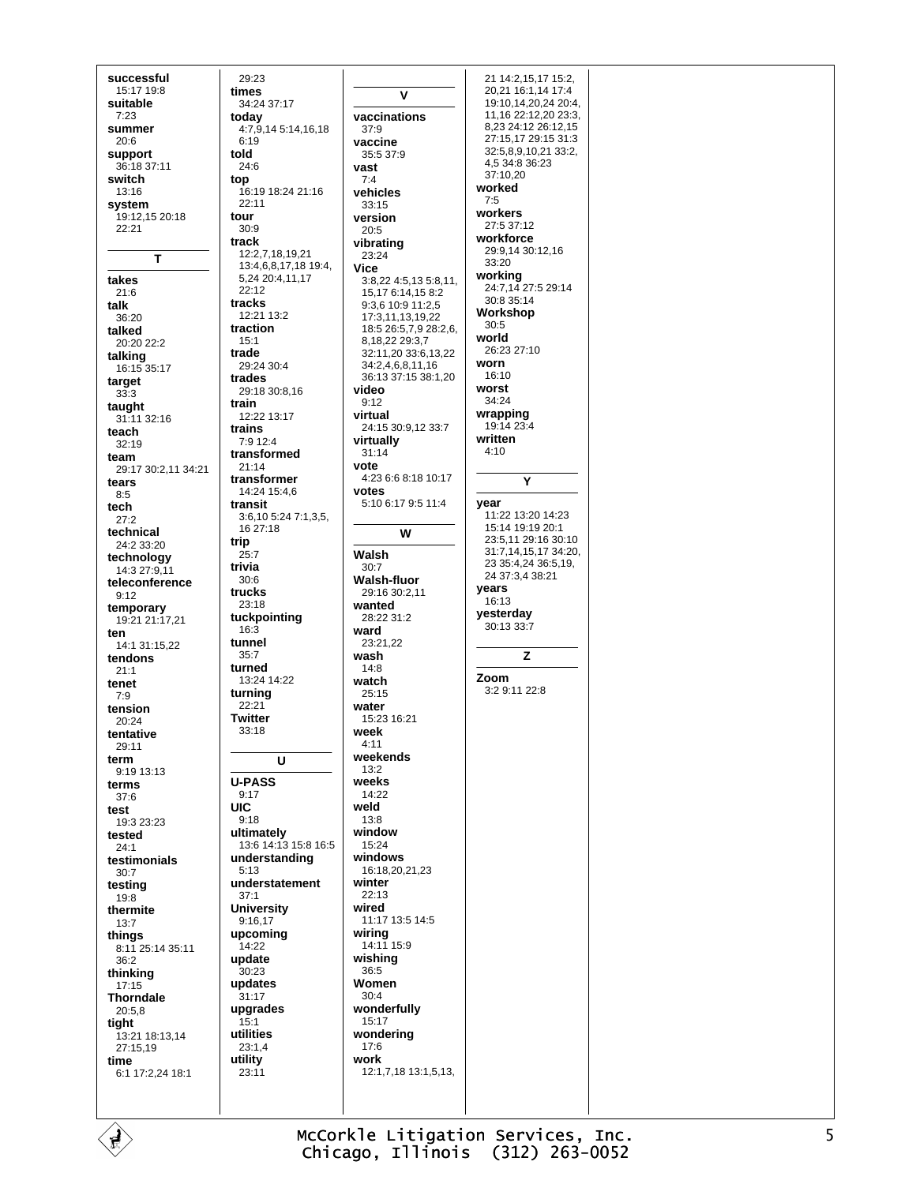**successful**
15:17 19:8
**suitable**
7:23
**summer**
20:6
**support**
36:18 37:11
**switch**
13:16
**system**
19:12,15 20:18
22:21

### T

**takes**
21:6
**talk**
36:20
**talked**
20:20 22:2
**talking**
16:15 35:17
**target**
33:3
**taught**
31:11 32:16
**teach**
32:19
**team**
29:17 30:2,11 34:21
**tears**
8:5
**tech**
27:2
**technical**
24:2 33:20
**technology**
14:3 27:9,11
**teleconference**
9:12
**temporary**
19:21 21:17,21
**ten**
14:1 31:15,22
**tendons**
21:1
**tenet**
7:9
**tension**
20:24
**tentative**
29:11
**term**
9:19 13:13
**terms**
37:6
**test**
19:3 23:23
**tested**
24:1
**testimonials**
30:7
**testing**
19:8
**thermite**
13:7
**things**
8:11 25:14 35:11
36:2
**thinking**
17:15
**Thorndale**
20:5,8
**tight**
13:21 18:13,14
27:15,19
**time**
6:1 17:2,24 18:1
29:23
**times**
34:24 37:17
**today**
4:7,9,14 5:14,16,18
6:19
**told**
24:6
**top**
16:19 18:24 21:16
22:11
**tour**
30:9
**track**
12:2,7,18,19,21
13:4,6,8,17,18 19:4,
5,24 20:4,11,17
22:12
**tracks**
12:21 13:2
**traction**
15:1
**trade**
29:24 30:4
**trades**
29:18 30:8,16
**train**
12:22 13:17
**trains**
7:9 12:4
**transformed**
21:14
**transformer**
14:24 15:4,6
**transit**
3:6,10 5:24 7:1,3,5,
16 27:18
**trip**
25:7
**trivia**
30:6
**trucks**
23:18
**tuckpointing**
16:3
**tunnel**
35:7
**turned**
13:24 14:22
**turning**
22:21
**Twitter**
33:18

### U

**U-PASS**
9:17
**UIC**
9:18
**ultimately**
13:6 14:13 15:8 16:5
**understanding**
5:13
**understatement**
37:1
**University**
9:16,17
**upcoming**
14:22
**update**
30:23
**updates**
31:17
**upgrades**
15:1
**utilities**
23:1,4
**utility**
23:11

### V

**vaccinations**
37:9
**vaccine**
35:5 37:9
**vast**
7:4
**vehicles**
33:15
**version**
20:5
**vibrating**
23:24
**Vice**
3:8,22 4:5,13 5:8,11,
15,17 6:14,15 8:2
9:3,6 10:9 11:2,5
17:3,11,13,19,22
18:5 26:5,7,9 28:2,6,
8,18,22 29:3,7
32:11,20 33:6,13,22
34:2,4,6,8,11,16
36:13 37:15 38:1,20
**video**
9:12
**virtual**
24:15 30:9,12 33:7
**virtually**
31:14
**vote**
4:23 6:6 8:18 10:17
**votes**
5:10 6:17 9:5 11:4

### W

**Walsh**
30:7
**Walsh-fluor**
29:16 30:2,11
**wanted**
28:22 31:2
**ward**
23:21,22
**wash**
14:8
**watch**
25:15
**water**
15:23 16:21
**week**
4:11
**weekends**
13:2
**weeks**
14:22
**weld**
13:8
**window**
15:24
**windows**
16:18,20,21,23
**winter**
22:13
**wired**
11:17 13:5 14:5
**wiring**
14:11 15:9
**wishing**
36:5
**Women**
30:4
**wonderfully**
15:17
**wondering**
17:6
**work**
12:1,7,18 13:1,5,13,
21 14:2,15,17 15:2,
20,21 16:1,14 17:4
19:10,14,20,24 20:4,
11,16 22:12,20 23:3,
8,23 24:12 26:12,15
27:15,17 29:15 31:3
32:5,8,9,10,21 33:2,
4,5 34:8 36:23
37:10,20
**worked**
7:5
**workers**
27:5 37:12
**workforce**
29:9,14 30:12,16
33:20
**working**
24:7,14 27:5 29:14
30:8 35:14
**Workshop**
30:5
**world**
26:23 27:10
**worn**
16:10
**worst**
34:24
**wrapping**
19:14 23:4
**written**
4:10

### Y

**year**
11:22 13:20 14:23
15:14 19:19 20:1
23:5,11 29:16 30:10
31:7,14,15,17 34:20,
23 35:4,24 36:5,19,
24 37:3,4 38:21
**years**
16:13
**yesterday**
30:13 33:7

### Z

**Zoom**
3:2 9:11 22:8

McCorkle Litigation Services, Inc.
Chicago, Illinois (312) 263-0052